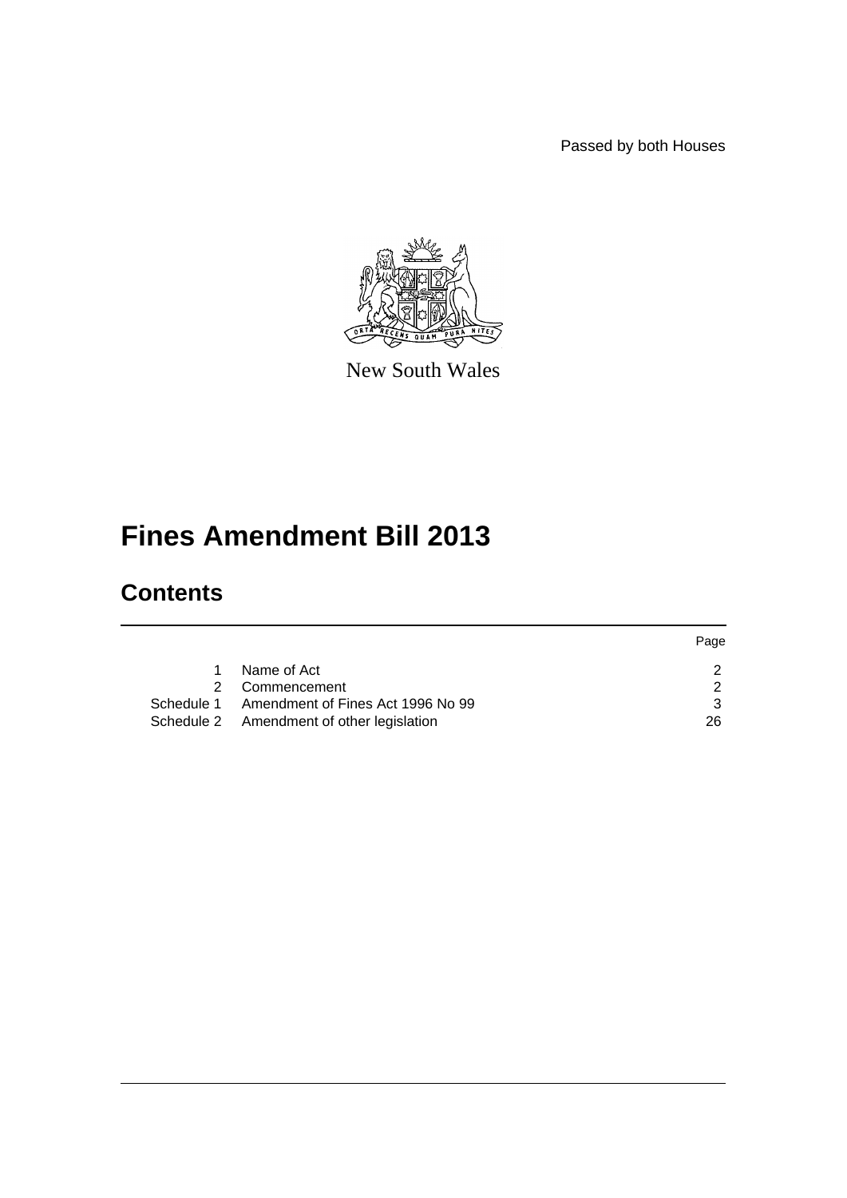Passed by both Houses

New South Wales

# Fines Amendment Bill 2013

## Contents

| | | Page |
|---|---|---|
| 1 | Name of Act | 2 |
| 2 | Commencement | 2 |
| Schedule 1 | Amendment of Fines Act 1996 No 99 | 3 |
| Schedule 2 | Amendment of other legislation | 26 |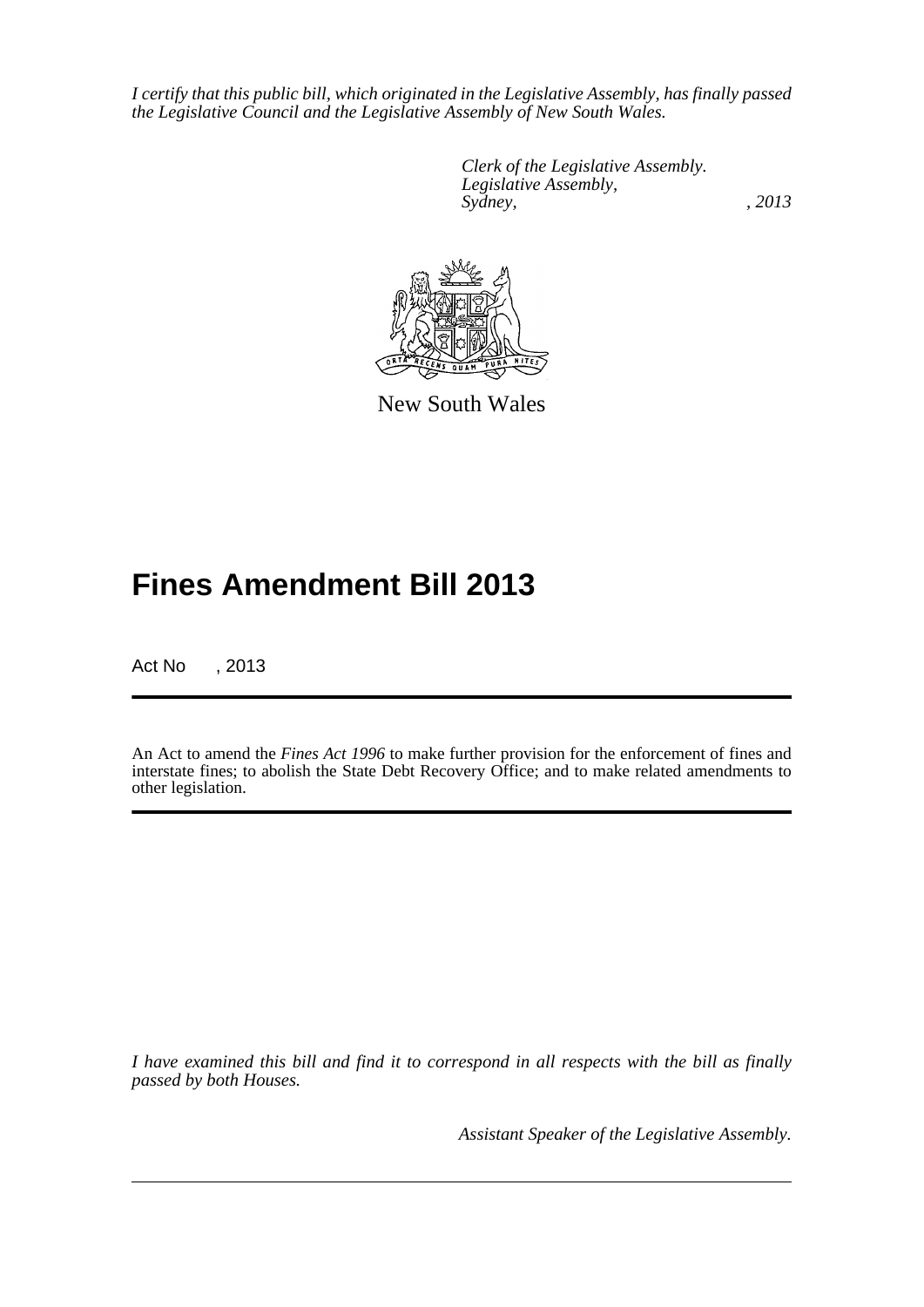*I certify that this public bill, which originated in the Legislative Assembly, has finally passed the Legislative Council and the Legislative Assembly of New South Wales.*

*Clerk of the Legislative Assembly.*
*Legislative Assembly,*
*Sydney, , 2013*

New South Wales

# Fines Amendment Bill 2013

Act No , 2013

An Act to amend the *Fines Act 1996* to make further provision for the enforcement of fines and interstate fines; to abolish the State Debt Recovery Office; and to make related amendments to other legislation.

*I have examined this bill and find it to correspond in all respects with the bill as finally passed by both Houses.*

*Assistant Speaker of the Legislative Assembly.*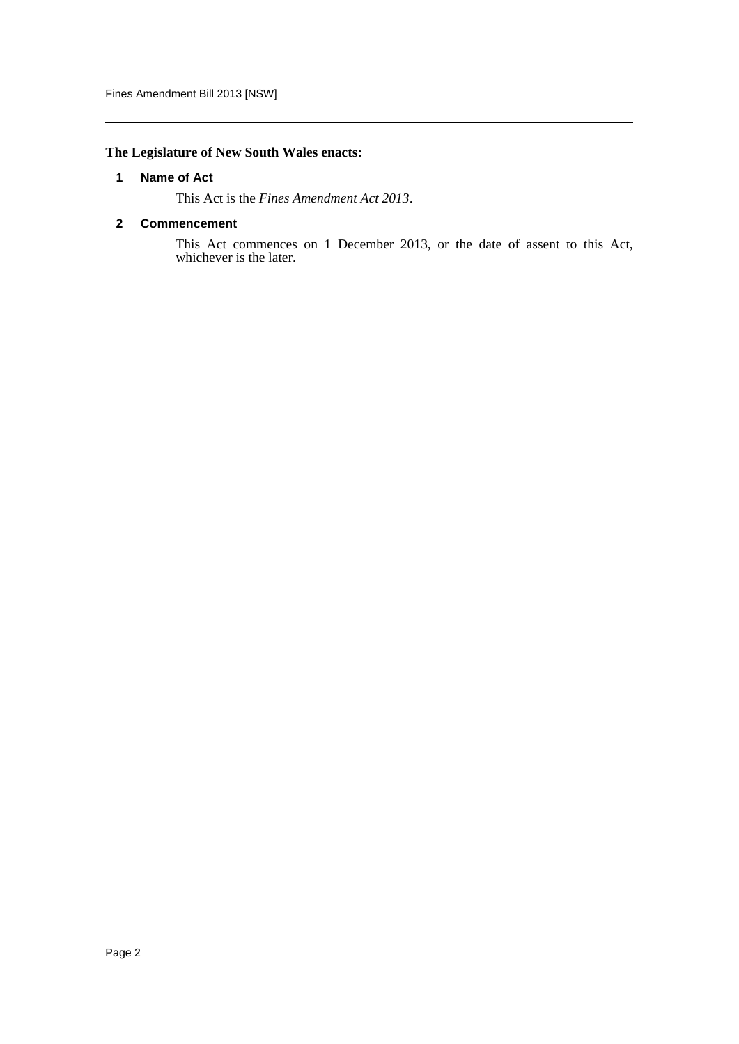**The Legislature of New South Wales enacts:**

### 1 Name of Act

This Act is the *Fines Amendment Act 2013*.

### 2 Commencement

This Act commences on 1 December 2013, or the date of assent to this Act, whichever is the later.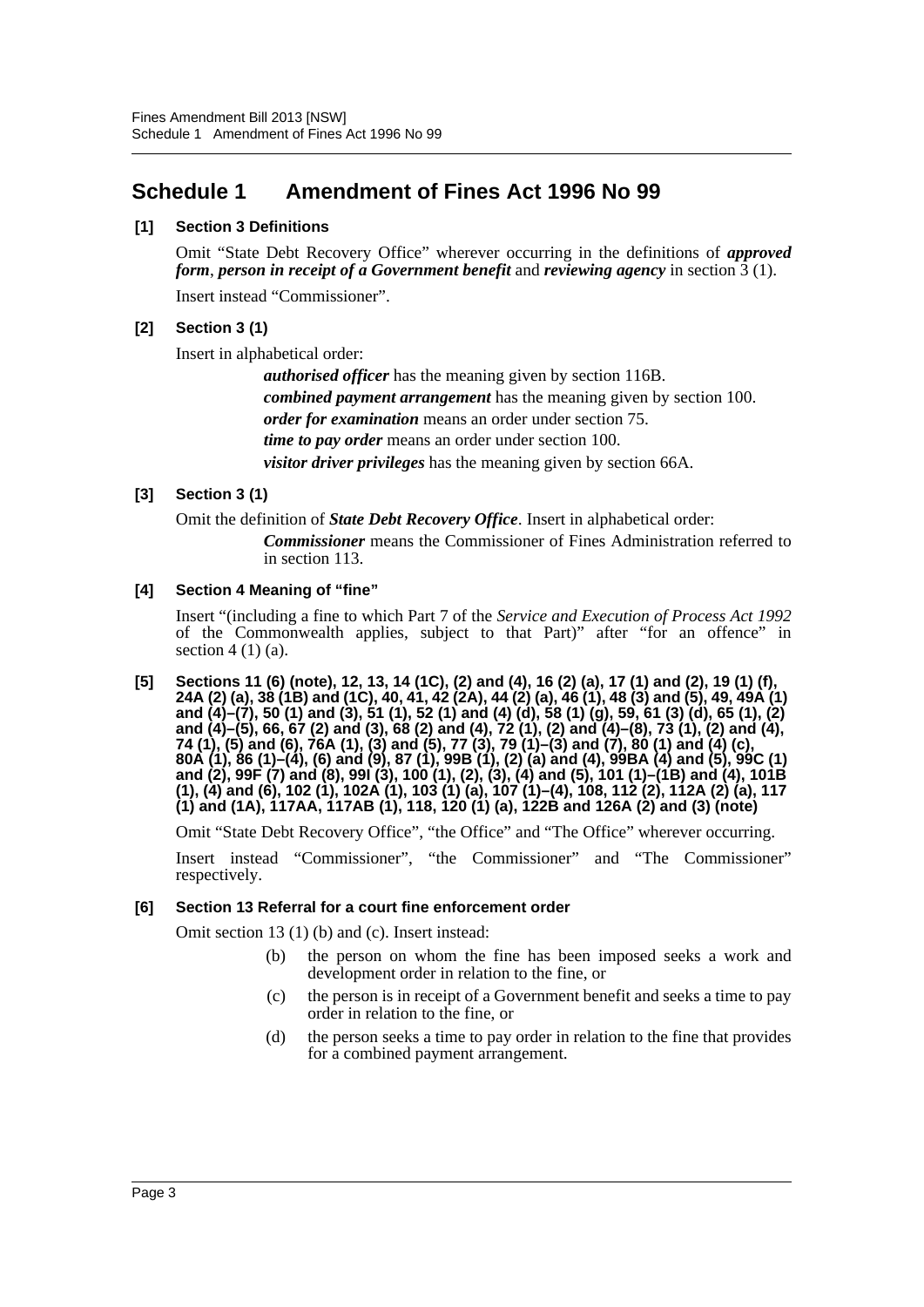## Schedule 1 Amendment of Fines Act 1996 No 99

**[1] Section 3 Definitions**

Omit "State Debt Recovery Office" wherever occurring in the definitions of ***approved form***, ***person in receipt of a Government benefit*** and ***reviewing agency*** in section 3 (1).

Insert instead "Commissioner".

**[2] Section 3 (1)**

Insert in alphabetical order:

> ***authorised officer*** has the meaning given by section 116B.
>
> ***combined payment arrangement*** has the meaning given by section 100.
>
> ***order for examination*** means an order under section 75.
>
> ***time to pay order*** means an order under section 100.
>
> ***visitor driver privileges*** has the meaning given by section 66A.

**[3] Section 3 (1)**

Omit the definition of ***State Debt Recovery Office***. Insert in alphabetical order:

> ***Commissioner*** means the Commissioner of Fines Administration referred to in section 113.

**[4] Section 4 Meaning of "fine"**

Insert "(including a fine to which Part 7 of the *Service and Execution of Process Act 1992* of the Commonwealth applies, subject to that Part)" after "for an offence" in section 4 (1) (a).

**[5] Sections 11 (6) (note), 12, 13, 14 (1C), (2) and (4), 16 (2) (a), 17 (1) and (2), 19 (1) (f), 24A (2) (a), 38 (1B) and (1C), 40, 41, 42 (2A), 44 (2) (a), 46 (1), 48 (3) and (5), 49, 49A (1) and (4)–(7), 50 (1) and (3), 51 (1), 52 (1) and (4) (d), 58 (1) (g), 59, 61 (3) (d), 65 (1), (2) and (4)–(5), 66, 67 (2) and (3), 68 (2) and (4), 72 (1), (2) and (4)–(8), 73 (1), (2) and (4), 74 (1), (5) and (6), 76A (1), (3) and (5), 77 (3), 79 (1)–(3) and (7), 80 (1) and (4) (c), 80A (1), 86 (1)–(4), (6) and (9), 87 (1), 99B (1), (2) (a) and (4), 99BA (4) and (5), 99C (1) and (2), 99F (7) and (8), 99I (3), 100 (1), (2), (3), (4) and (5), 101 (1)–(1B) and (4), 101B (1), (4) and (6), 102 (1), 102A (1), 103 (1) (a), 107 (1)–(4), 108, 112 (2), 112A (2) (a), 117 (1) and (1A), 117AA, 117AB (1), 118, 120 (1) (a), 122B and 126A (2) and (3) (note)**

Omit "State Debt Recovery Office", "the Office" and "The Office" wherever occurring.

Insert instead "Commissioner", "the Commissioner" and "The Commissioner" respectively.

**[6] Section 13 Referral for a court fine enforcement order**

Omit section 13 (1) (b) and (c). Insert instead:

> (b) the person on whom the fine has been imposed seeks a work and development order in relation to the fine, or
>
> (c) the person is in receipt of a Government benefit and seeks a time to pay order in relation to the fine, or
>
> (d) the person seeks a time to pay order in relation to the fine that provides for a combined payment arrangement.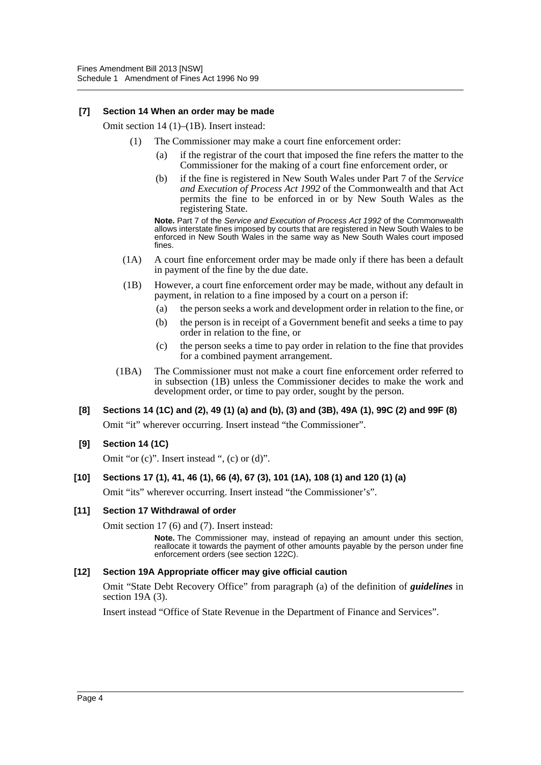**[7] Section 14 When an order may be made**

Omit section 14 (1)–(1B). Insert instead:

(1) The Commissioner may make a court fine enforcement order:

(a) if the registrar of the court that imposed the fine refers the matter to the Commissioner for the making of a court fine enforcement order, or

(b) if the fine is registered in New South Wales under Part 7 of the *Service and Execution of Process Act 1992* of the Commonwealth and that Act permits the fine to be enforced in or by New South Wales as the registering State.

**Note.** Part 7 of the *Service and Execution of Process Act 1992* of the Commonwealth allows interstate fines imposed by courts that are registered in New South Wales to be enforced in New South Wales in the same way as New South Wales court imposed fines.

(1A) A court fine enforcement order may be made only if there has been a default in payment of the fine by the due date.

(1B) However, a court fine enforcement order may be made, without any default in payment, in relation to a fine imposed by a court on a person if:

(a) the person seeks a work and development order in relation to the fine, or

(b) the person is in receipt of a Government benefit and seeks a time to pay order in relation to the fine, or

(c) the person seeks a time to pay order in relation to the fine that provides for a combined payment arrangement.

(1BA) The Commissioner must not make a court fine enforcement order referred to in subsection (1B) unless the Commissioner decides to make the work and development order, or time to pay order, sought by the person.

**[8] Sections 14 (1C) and (2), 49 (1) (a) and (b), (3) and (3B), 49A (1), 99C (2) and 99F (8)**

Omit "it" wherever occurring. Insert instead "the Commissioner".

**[9] Section 14 (1C)**

Omit "or (c)". Insert instead ", (c) or (d)".

**[10] Sections 17 (1), 41, 46 (1), 66 (4), 67 (3), 101 (1A), 108 (1) and 120 (1) (a)**

Omit "its" wherever occurring. Insert instead "the Commissioner's".

**[11] Section 17 Withdrawal of order**

Omit section 17 (6) and (7). Insert instead:

**Note.** The Commissioner may, instead of repaying an amount under this section, reallocate it towards the payment of other amounts payable by the person under fine enforcement orders (see section 122C).

**[12] Section 19A Appropriate officer may give official caution**

Omit "State Debt Recovery Office" from paragraph (a) of the definition of ***guidelines*** in section 19A (3).

Insert instead "Office of State Revenue in the Department of Finance and Services".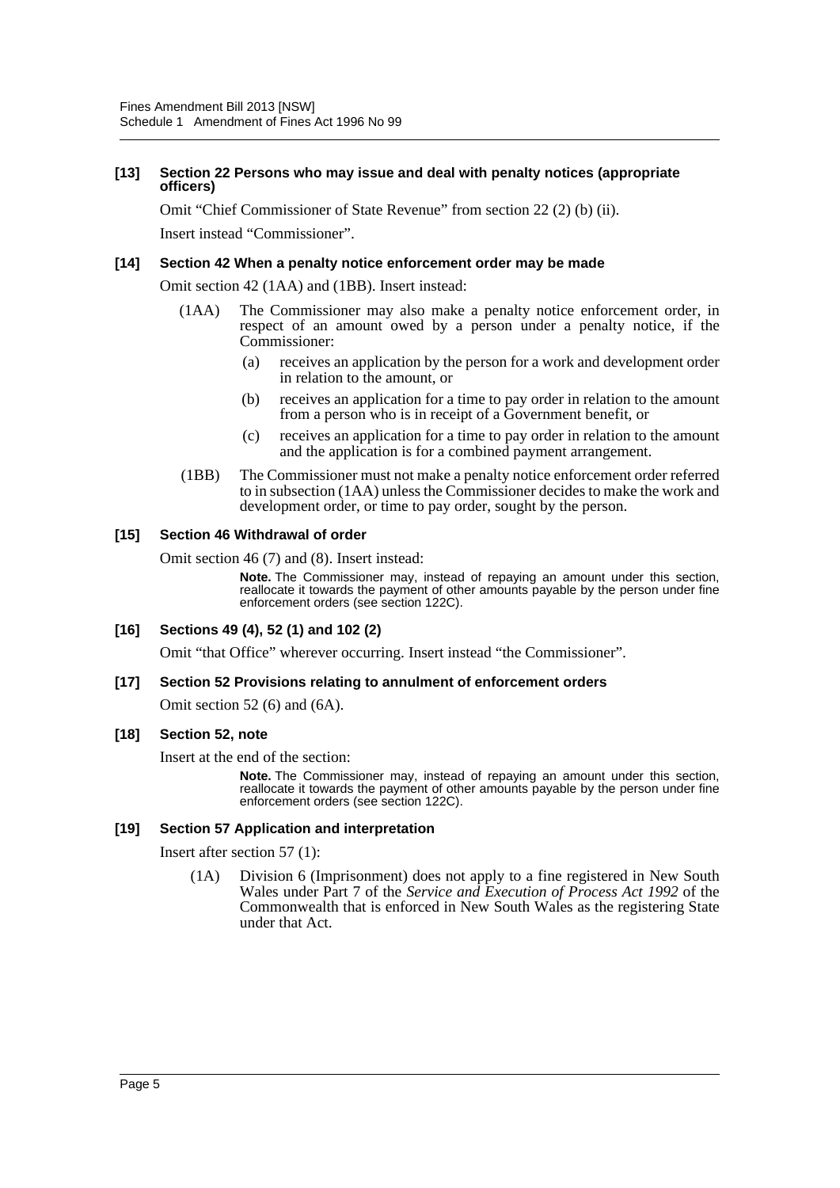#### [13] Section 22 Persons who may issue and deal with penalty notices (appropriate officers)

Omit "Chief Commissioner of State Revenue" from section 22 (2) (b) (ii).

Insert instead "Commissioner".

#### [14] Section 42 When a penalty notice enforcement order may be made

Omit section 42 (1AA) and (1BB). Insert instead:

(1AA) The Commissioner may also make a penalty notice enforcement order, in respect of an amount owed by a person under a penalty notice, if the Commissioner:

- (a) receives an application by the person for a work and development order in relation to the amount, or
- (b) receives an application for a time to pay order in relation to the amount from a person who is in receipt of a Government benefit, or
- (c) receives an application for a time to pay order in relation to the amount and the application is for a combined payment arrangement.

(1BB) The Commissioner must not make a penalty notice enforcement order referred to in subsection (1AA) unless the Commissioner decides to make the work and development order, or time to pay order, sought by the person.

#### [15] Section 46 Withdrawal of order

Omit section 46 (7) and (8). Insert instead:

**Note.** The Commissioner may, instead of repaying an amount under this section, reallocate it towards the payment of other amounts payable by the person under fine enforcement orders (see section 122C).

#### [16] Sections 49 (4), 52 (1) and 102 (2)

Omit "that Office" wherever occurring. Insert instead "the Commissioner".

#### [17] Section 52 Provisions relating to annulment of enforcement orders

Omit section 52 (6) and (6A).

#### [18] Section 52, note

Insert at the end of the section:

**Note.** The Commissioner may, instead of repaying an amount under this section, reallocate it towards the payment of other amounts payable by the person under fine enforcement orders (see section 122C).

#### [19] Section 57 Application and interpretation

Insert after section 57 (1):

(1A) Division 6 (Imprisonment) does not apply to a fine registered in New South Wales under Part 7 of the *Service and Execution of Process Act 1992* of the Commonwealth that is enforced in New South Wales as the registering State under that Act.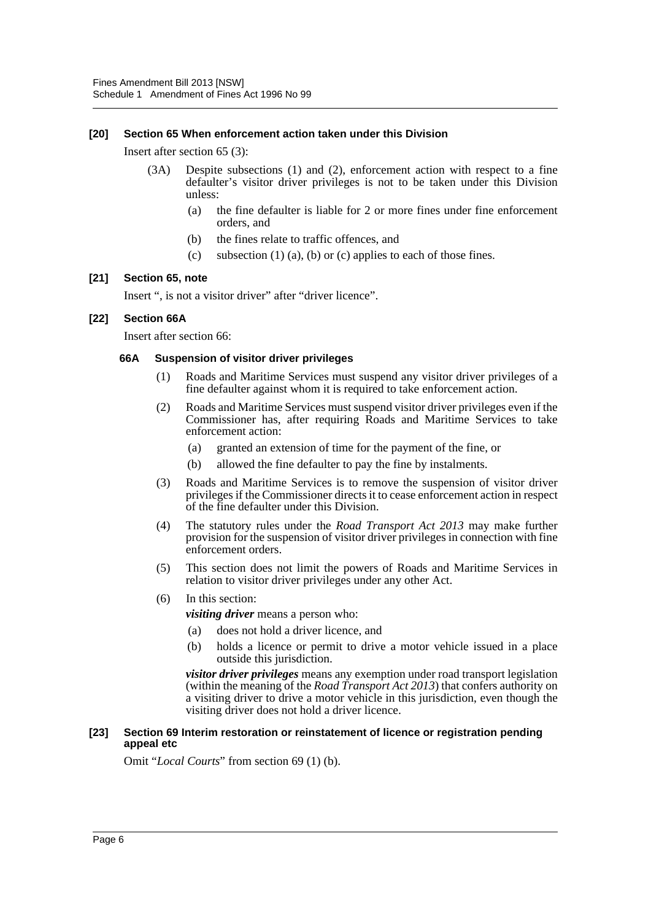### [20] Section 65 When enforcement action taken under this Division

Insert after section 65 (3):

(3A) Despite subsections (1) and (2), enforcement action with respect to a fine defaulter's visitor driver privileges is not to be taken under this Division unless:

- (a) the fine defaulter is liable for 2 or more fines under fine enforcement orders, and
- (b) the fines relate to traffic offences, and
- (c) subsection (1) (a), (b) or (c) applies to each of those fines.

### [21] Section 65, note

Insert ", is not a visitor driver" after "driver licence".

### [22] Section 66A

Insert after section 66:

#### 66A Suspension of visitor driver privileges

(1) Roads and Maritime Services must suspend any visitor driver privileges of a fine defaulter against whom it is required to take enforcement action.

(2) Roads and Maritime Services must suspend visitor driver privileges even if the Commissioner has, after requiring Roads and Maritime Services to take enforcement action:

- (a) granted an extension of time for the payment of the fine, or
- (b) allowed the fine defaulter to pay the fine by instalments.

(3) Roads and Maritime Services is to remove the suspension of visitor driver privileges if the Commissioner directs it to cease enforcement action in respect of the fine defaulter under this Division.

(4) The statutory rules under the *Road Transport Act 2013* may make further provision for the suspension of visitor driver privileges in connection with fine enforcement orders.

(5) This section does not limit the powers of Roads and Maritime Services in relation to visitor driver privileges under any other Act.

(6) In this section:

***visiting driver*** means a person who:

- (a) does not hold a driver licence, and
- (b) holds a licence or permit to drive a motor vehicle issued in a place outside this jurisdiction.

***visitor driver privileges*** means any exemption under road transport legislation (within the meaning of the *Road Transport Act 2013*) that confers authority on a visiting driver to drive a motor vehicle in this jurisdiction, even though the visiting driver does not hold a driver licence.

### [23] Section 69 Interim restoration or reinstatement of licence or registration pending appeal etc

Omit "*Local Courts*" from section 69 (1) (b).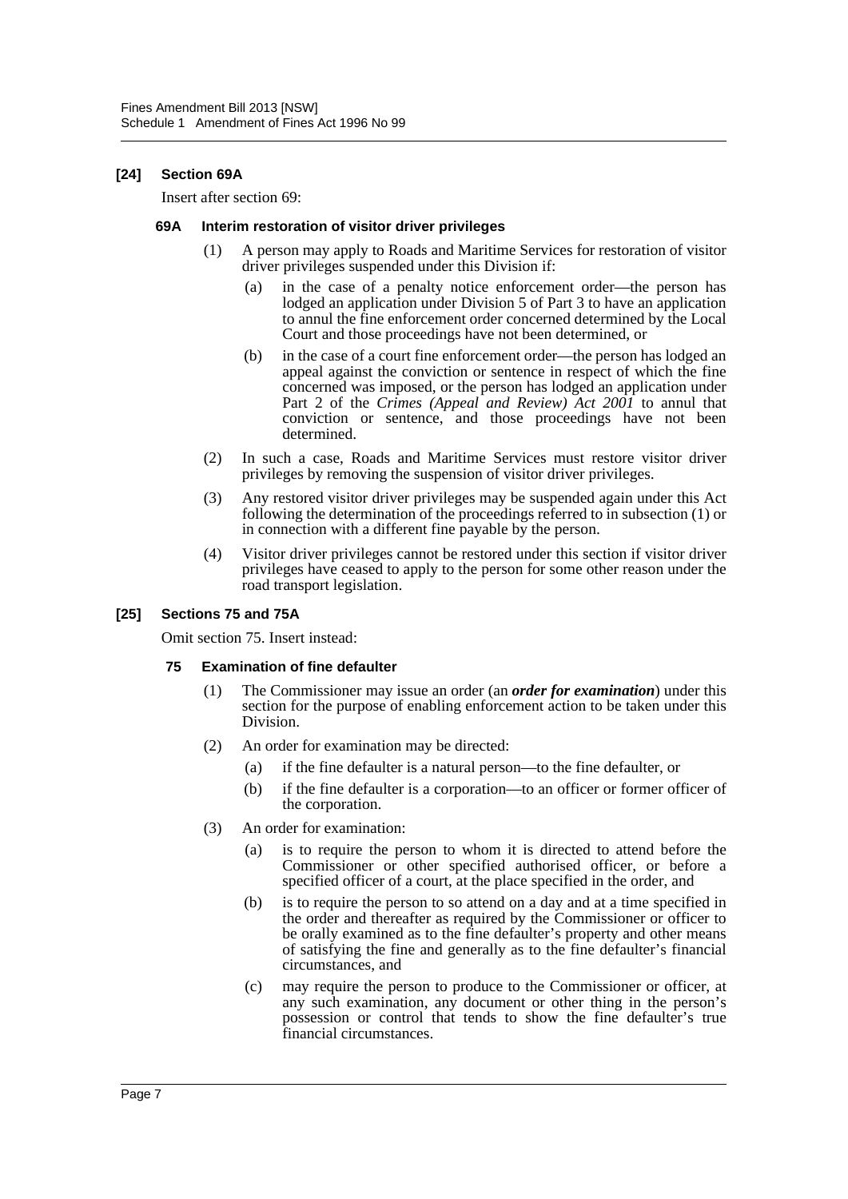## [24] Section 69A

Insert after section 69:

### 69A Interim restoration of visitor driver privileges

(1) A person may apply to Roads and Maritime Services for restoration of visitor driver privileges suspended under this Division if:

- (a) in the case of a penalty notice enforcement order—the person has lodged an application under Division 5 of Part 3 to have an application to annul the fine enforcement order concerned determined by the Local Court and those proceedings have not been determined, or
- (b) in the case of a court fine enforcement order—the person has lodged an appeal against the conviction or sentence in respect of which the fine concerned was imposed, or the person has lodged an application under Part 2 of the *Crimes (Appeal and Review) Act 2001* to annul that conviction or sentence, and those proceedings have not been determined.

(2) In such a case, Roads and Maritime Services must restore visitor driver privileges by removing the suspension of visitor driver privileges.

(3) Any restored visitor driver privileges may be suspended again under this Act following the determination of the proceedings referred to in subsection (1) or in connection with a different fine payable by the person.

(4) Visitor driver privileges cannot be restored under this section if visitor driver privileges have ceased to apply to the person for some other reason under the road transport legislation.

## [25] Sections 75 and 75A

Omit section 75. Insert instead:

### 75 Examination of fine defaulter

(1) The Commissioner may issue an order (an ***order for examination***) under this section for the purpose of enabling enforcement action to be taken under this Division.

(2) An order for examination may be directed:

- (a) if the fine defaulter is a natural person—to the fine defaulter, or
- (b) if the fine defaulter is a corporation—to an officer or former officer of the corporation.

(3) An order for examination:

- (a) is to require the person to whom it is directed to attend before the Commissioner or other specified authorised officer, or before a specified officer of a court, at the place specified in the order, and
- (b) is to require the person to so attend on a day and at a time specified in the order and thereafter as required by the Commissioner or officer to be orally examined as to the fine defaulter's property and other means of satisfying the fine and generally as to the fine defaulter's financial circumstances, and
- (c) may require the person to produce to the Commissioner or officer, at any such examination, any document or other thing in the person's possession or control that tends to show the fine defaulter's true financial circumstances.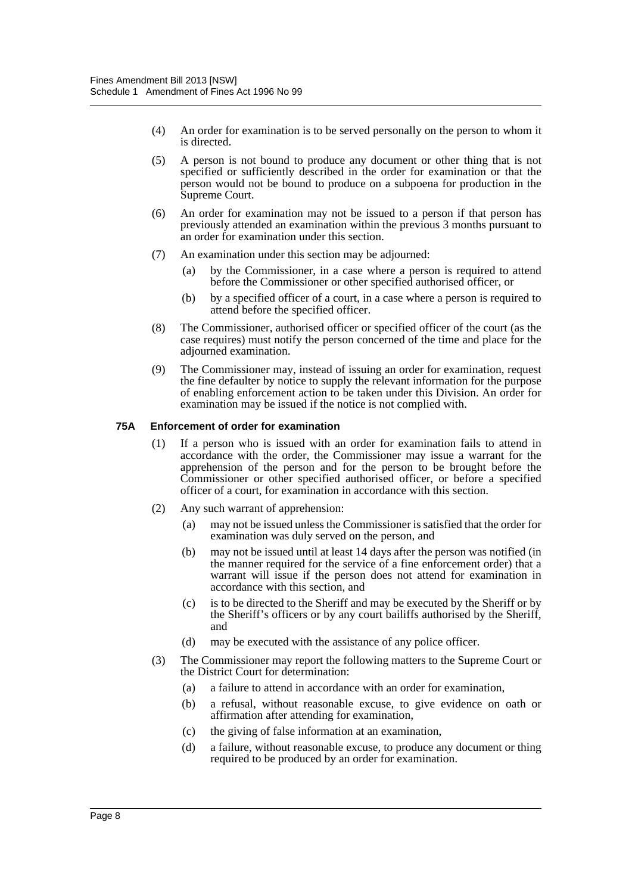(4) An order for examination is to be served personally on the person to whom it is directed.

(5) A person is not bound to produce any document or other thing that is not specified or sufficiently described in the order for examination or that the person would not be bound to produce on a subpoena for production in the Supreme Court.

(6) An order for examination may not be issued to a person if that person has previously attended an examination within the previous 3 months pursuant to an order for examination under this section.

(7) An examination under this section may be adjourned:

(a) by the Commissioner, in a case where a person is required to attend before the Commissioner or other specified authorised officer, or

(b) by a specified officer of a court, in a case where a person is required to attend before the specified officer.

(8) The Commissioner, authorised officer or specified officer of the court (as the case requires) must notify the person concerned of the time and place for the adjourned examination.

(9) The Commissioner may, instead of issuing an order for examination, request the fine defaulter by notice to supply the relevant information for the purpose of enabling enforcement action to be taken under this Division. An order for examination may be issued if the notice is not complied with.

**75A Enforcement of order for examination**

(1) If a person who is issued with an order for examination fails to attend in accordance with the order, the Commissioner may issue a warrant for the apprehension of the person and for the person to be brought before the Commissioner or other specified authorised officer, or before a specified officer of a court, for examination in accordance with this section.

(2) Any such warrant of apprehension:

(a) may not be issued unless the Commissioner is satisfied that the order for examination was duly served on the person, and

(b) may not be issued until at least 14 days after the person was notified (in the manner required for the service of a fine enforcement order) that a warrant will issue if the person does not attend for examination in accordance with this section, and

(c) is to be directed to the Sheriff and may be executed by the Sheriff or by the Sheriff's officers or by any court bailiffs authorised by the Sheriff, and

(d) may be executed with the assistance of any police officer.

(3) The Commissioner may report the following matters to the Supreme Court or the District Court for determination:

(a) a failure to attend in accordance with an order for examination,

(b) a refusal, without reasonable excuse, to give evidence on oath or affirmation after attending for examination,

(c) the giving of false information at an examination,

(d) a failure, without reasonable excuse, to produce any document or thing required to be produced by an order for examination.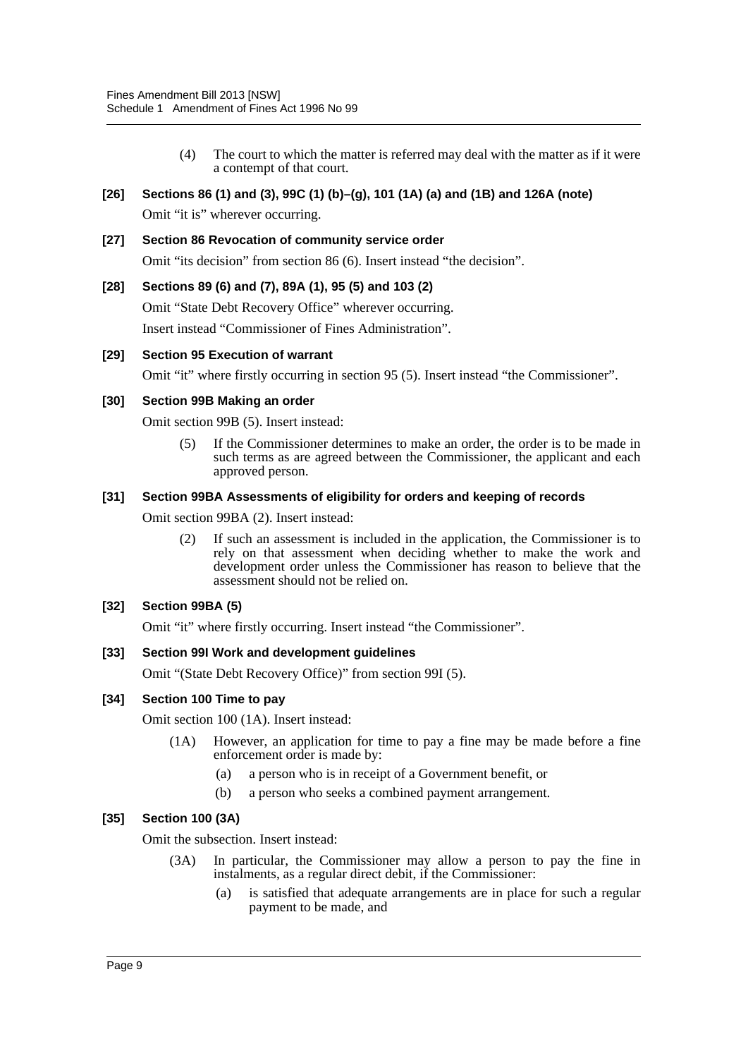(4) The court to which the matter is referred may deal with the matter as if it were a contempt of that court.

**[26] Sections 86 (1) and (3), 99C (1) (b)–(g), 101 (1A) (a) and (1B) and 126A (note)**

Omit "it is" wherever occurring.

**[27] Section 86 Revocation of community service order**

Omit "its decision" from section 86 (6). Insert instead "the decision".

**[28] Sections 89 (6) and (7), 89A (1), 95 (5) and 103 (2)**

Omit "State Debt Recovery Office" wherever occurring.

Insert instead "Commissioner of Fines Administration".

**[29] Section 95 Execution of warrant**

Omit "it" where firstly occurring in section 95 (5). Insert instead "the Commissioner".

**[30] Section 99B Making an order**

Omit section 99B (5). Insert instead:

(5) If the Commissioner determines to make an order, the order is to be made in such terms as are agreed between the Commissioner, the applicant and each approved person.

**[31] Section 99BA Assessments of eligibility for orders and keeping of records**

Omit section 99BA (2). Insert instead:

(2) If such an assessment is included in the application, the Commissioner is to rely on that assessment when deciding whether to make the work and development order unless the Commissioner has reason to believe that the assessment should not be relied on.

**[32] Section 99BA (5)**

Omit "it" where firstly occurring. Insert instead "the Commissioner".

**[33] Section 99I Work and development guidelines**

Omit "(State Debt Recovery Office)" from section 99I (5).

**[34] Section 100 Time to pay**

Omit section 100 (1A). Insert instead:

(1A) However, an application for time to pay a fine may be made before a fine enforcement order is made by:

(a) a person who is in receipt of a Government benefit, or

(b) a person who seeks a combined payment arrangement.

**[35] Section 100 (3A)**

Omit the subsection. Insert instead:

(3A) In particular, the Commissioner may allow a person to pay the fine in instalments, as a regular direct debit, if the Commissioner:

(a) is satisfied that adequate arrangements are in place for such a regular payment to be made, and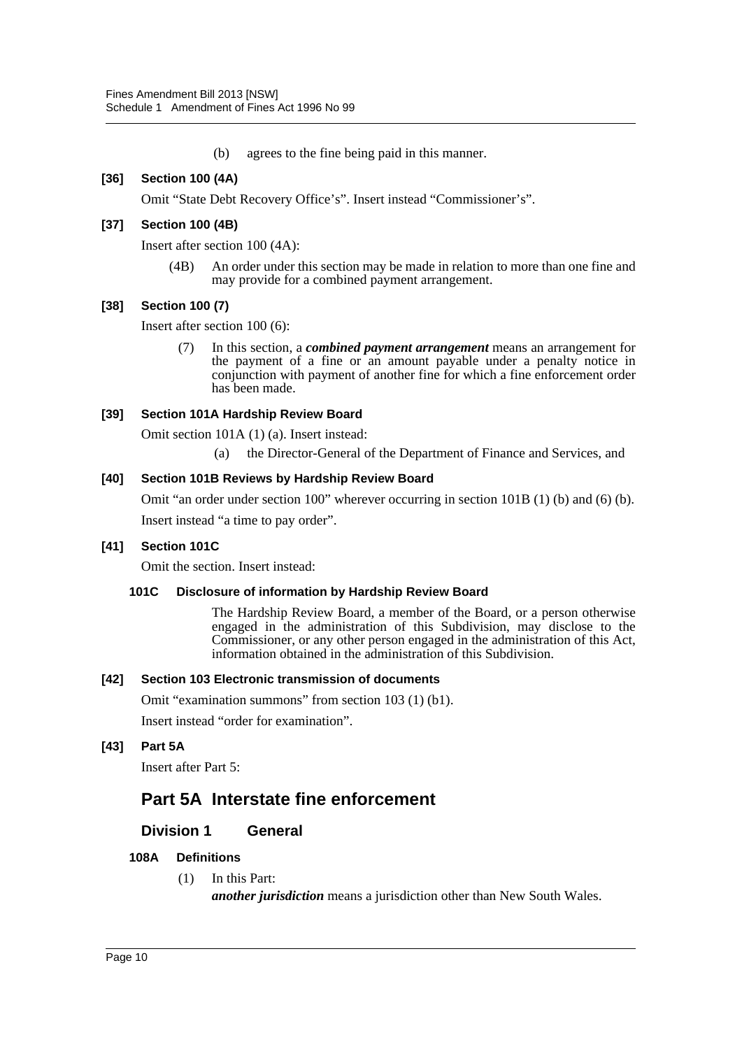(b) agrees to the fine being paid in this manner.

**[36] Section 100 (4A)**

Omit "State Debt Recovery Office's". Insert instead "Commissioner's".

**[37] Section 100 (4B)**

Insert after section 100 (4A):

(4B) An order under this section may be made in relation to more than one fine and may provide for a combined payment arrangement.

**[38] Section 100 (7)**

Insert after section 100 (6):

(7) In this section, a ***combined payment arrangement*** means an arrangement for the payment of a fine or an amount payable under a penalty notice in conjunction with payment of another fine for which a fine enforcement order has been made.

**[39] Section 101A Hardship Review Board**

Omit section 101A (1) (a). Insert instead:

(a) the Director-General of the Department of Finance and Services, and

**[40] Section 101B Reviews by Hardship Review Board**

Omit "an order under section 100" wherever occurring in section 101B (1) (b) and (6) (b).

Insert instead "a time to pay order".

**[41] Section 101C**

Omit the section. Insert instead:

**101C Disclosure of information by Hardship Review Board**

The Hardship Review Board, a member of the Board, or a person otherwise engaged in the administration of this Subdivision, may disclose to the Commissioner, or any other person engaged in the administration of this Act, information obtained in the administration of this Subdivision.

**[42] Section 103 Electronic transmission of documents**

Omit "examination summons" from section 103 (1) (b1).

Insert instead "order for examination".

**[43] Part 5A**

Insert after Part 5:

## Part 5A Interstate fine enforcement

### Division 1 General

**108A Definitions**

(1) In this Part:

***another jurisdiction*** means a jurisdiction other than New South Wales.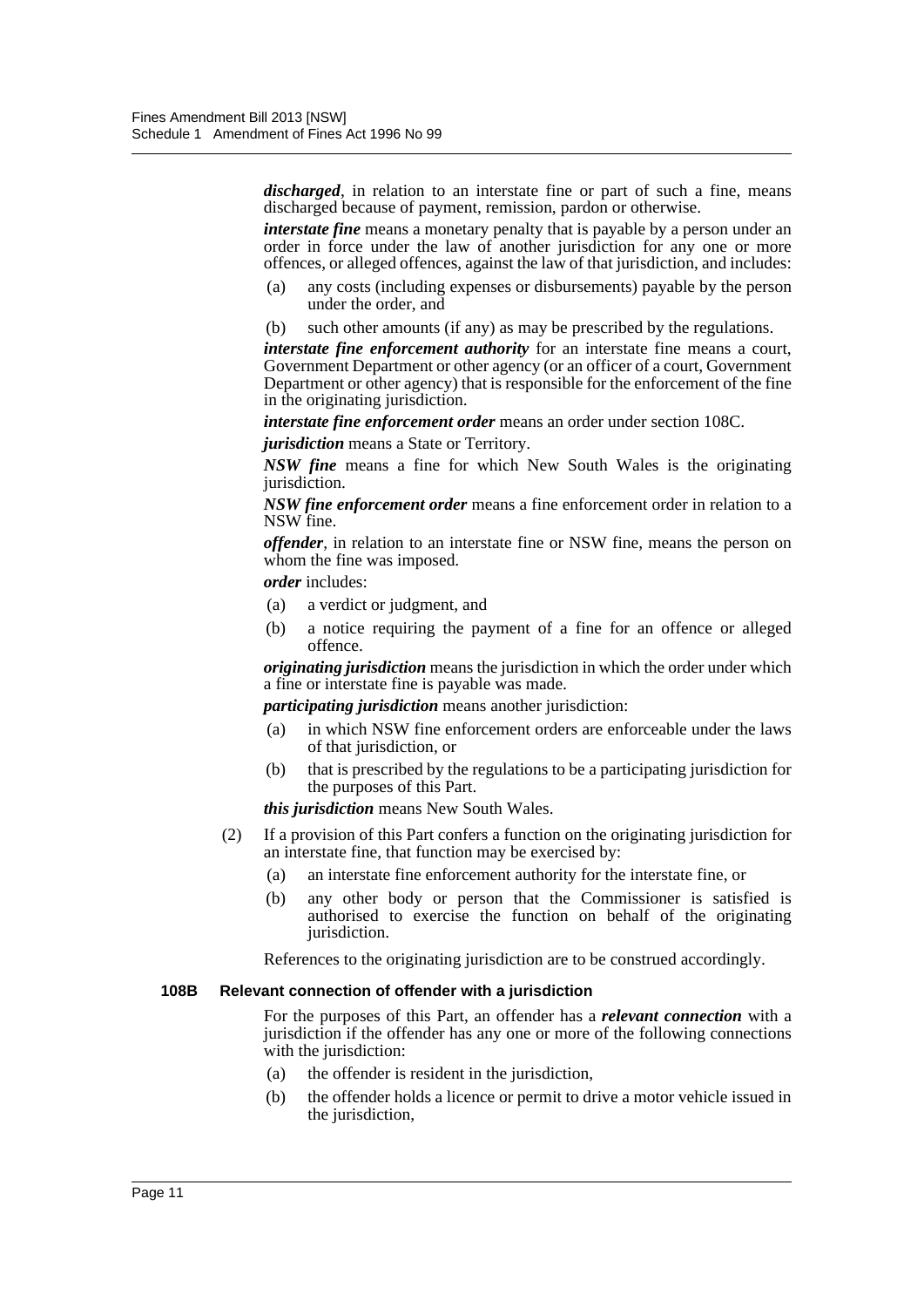***discharged***, in relation to an interstate fine or part of such a fine, means discharged because of payment, remission, pardon or otherwise.

***interstate fine*** means a monetary penalty that is payable by a person under an order in force under the law of another jurisdiction for any one or more offences, or alleged offences, against the law of that jurisdiction, and includes:

- (a) any costs (including expenses or disbursements) payable by the person under the order, and
- (b) such other amounts (if any) as may be prescribed by the regulations.

***interstate fine enforcement authority*** for an interstate fine means a court, Government Department or other agency (or an officer of a court, Government Department or other agency) that is responsible for the enforcement of the fine in the originating jurisdiction.

***interstate fine enforcement order*** means an order under section 108C.

***jurisdiction*** means a State or Territory.

***NSW fine*** means a fine for which New South Wales is the originating jurisdiction.

***NSW fine enforcement order*** means a fine enforcement order in relation to a NSW fine.

***offender***, in relation to an interstate fine or NSW fine, means the person on whom the fine was imposed.

***order*** includes:

- (a) a verdict or judgment, and
- (b) a notice requiring the payment of a fine for an offence or alleged offence.

***originating jurisdiction*** means the jurisdiction in which the order under which a fine or interstate fine is payable was made.

***participating jurisdiction*** means another jurisdiction:

- (a) in which NSW fine enforcement orders are enforceable under the laws of that jurisdiction, or
- (b) that is prescribed by the regulations to be a participating jurisdiction for the purposes of this Part.

***this jurisdiction*** means New South Wales.

(2) If a provision of this Part confers a function on the originating jurisdiction for an interstate fine, that function may be exercised by:

- (a) an interstate fine enforcement authority for the interstate fine, or
- (b) any other body or person that the Commissioner is satisfied is authorised to exercise the function on behalf of the originating jurisdiction.

References to the originating jurisdiction are to be construed accordingly.

**108B Relevant connection of offender with a jurisdiction**

For the purposes of this Part, an offender has a ***relevant connection*** with a jurisdiction if the offender has any one or more of the following connections with the jurisdiction:

- (a) the offender is resident in the jurisdiction,
- (b) the offender holds a licence or permit to drive a motor vehicle issued in the jurisdiction,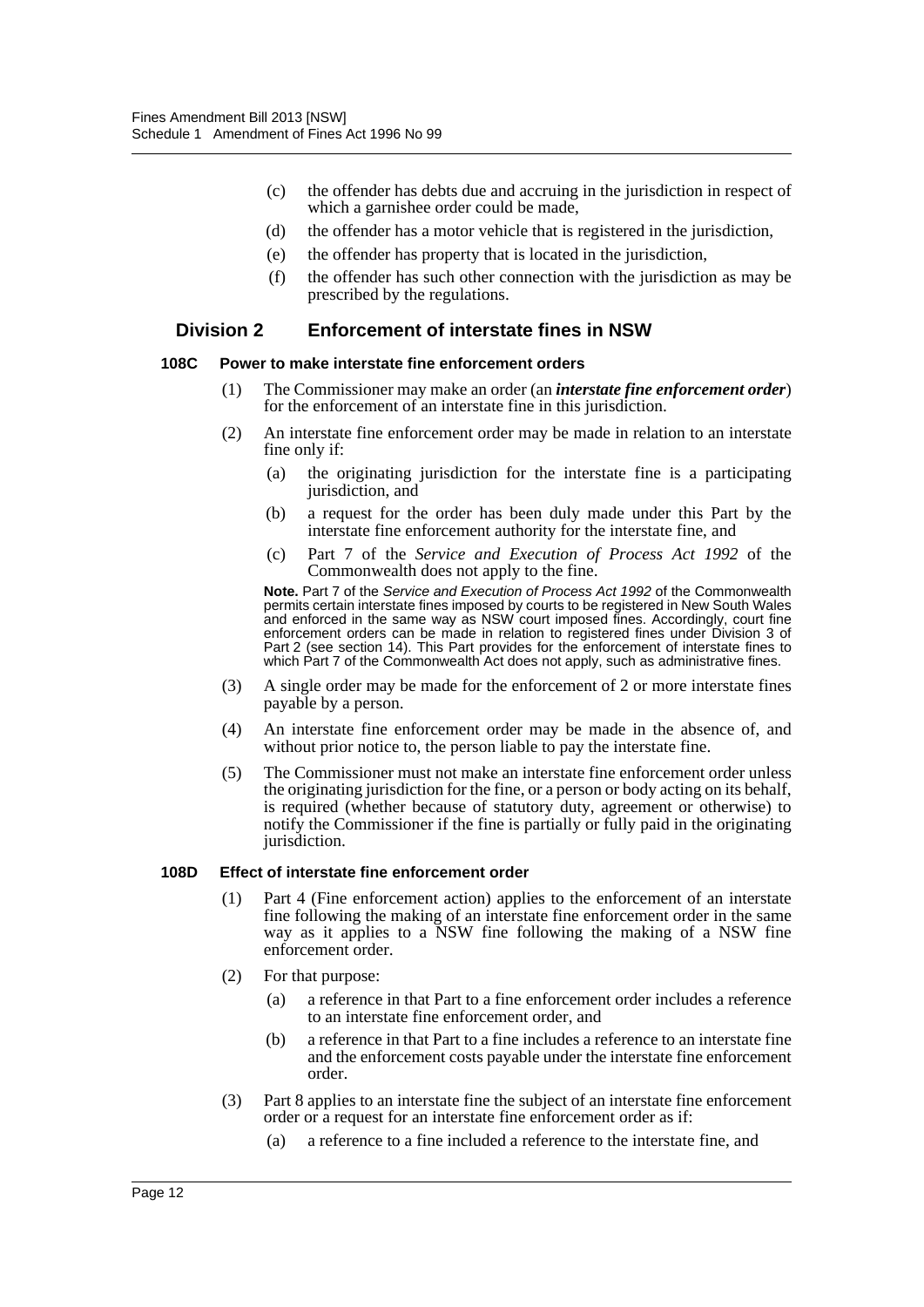(c) the offender has debts due and accruing in the jurisdiction in respect of which a garnishee order could be made,

(d) the offender has a motor vehicle that is registered in the jurisdiction,

(e) the offender has property that is located in the jurisdiction,

(f) the offender has such other connection with the jurisdiction as may be prescribed by the regulations.

## Division 2 Enforcement of interstate fines in NSW

### 108C Power to make interstate fine enforcement orders

(1) The Commissioner may make an order (an ***interstate fine enforcement order***) for the enforcement of an interstate fine in this jurisdiction.

(2) An interstate fine enforcement order may be made in relation to an interstate fine only if:

(a) the originating jurisdiction for the interstate fine is a participating jurisdiction, and

(b) a request for the order has been duly made under this Part by the interstate fine enforcement authority for the interstate fine, and

(c) Part 7 of the *Service and Execution of Process Act 1992* of the Commonwealth does not apply to the fine.

**Note.** Part 7 of the *Service and Execution of Process Act 1992* of the Commonwealth permits certain interstate fines imposed by courts to be registered in New South Wales and enforced in the same way as NSW court imposed fines. Accordingly, court fine enforcement orders can be made in relation to registered fines under Division 3 of Part 2 (see section 14). This Part provides for the enforcement of interstate fines to which Part 7 of the Commonwealth Act does not apply, such as administrative fines.

(3) A single order may be made for the enforcement of 2 or more interstate fines payable by a person.

(4) An interstate fine enforcement order may be made in the absence of, and without prior notice to, the person liable to pay the interstate fine.

(5) The Commissioner must not make an interstate fine enforcement order unless the originating jurisdiction for the fine, or a person or body acting on its behalf, is required (whether because of statutory duty, agreement or otherwise) to notify the Commissioner if the fine is partially or fully paid in the originating jurisdiction.

### 108D Effect of interstate fine enforcement order

(1) Part 4 (Fine enforcement action) applies to the enforcement of an interstate fine following the making of an interstate fine enforcement order in the same way as it applies to a NSW fine following the making of a NSW fine enforcement order.

(2) For that purpose:

(a) a reference in that Part to a fine enforcement order includes a reference to an interstate fine enforcement order, and

(b) a reference in that Part to a fine includes a reference to an interstate fine and the enforcement costs payable under the interstate fine enforcement order.

(3) Part 8 applies to an interstate fine the subject of an interstate fine enforcement order or a request for an interstate fine enforcement order as if:

(a) a reference to a fine included a reference to the interstate fine, and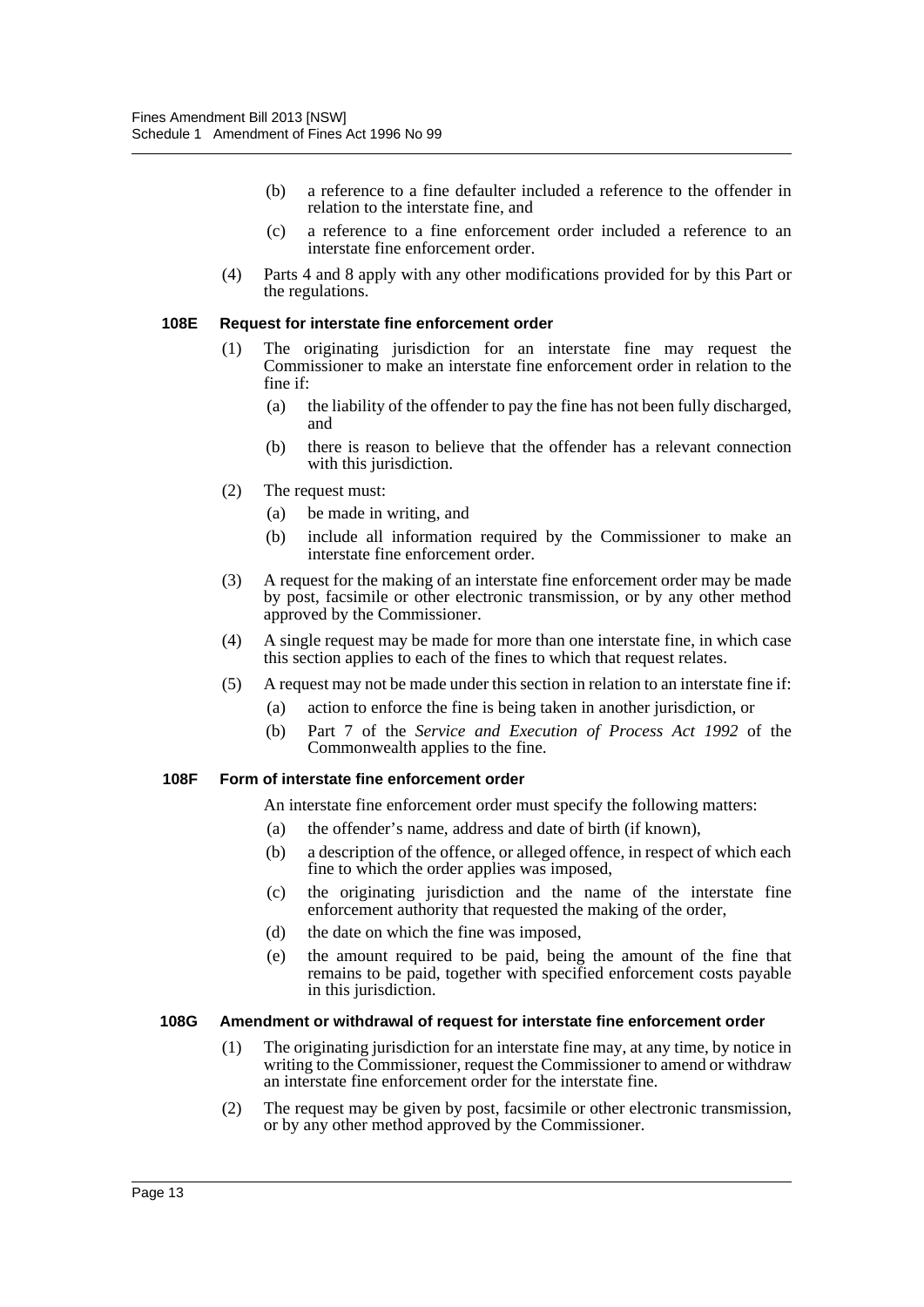(b) a reference to a fine defaulter included a reference to the offender in relation to the interstate fine, and

(c) a reference to a fine enforcement order included a reference to an interstate fine enforcement order.

(4) Parts 4 and 8 apply with any other modifications provided for by this Part or the regulations.

#### 108E Request for interstate fine enforcement order

(1) The originating jurisdiction for an interstate fine may request the Commissioner to make an interstate fine enforcement order in relation to the fine if:

(a) the liability of the offender to pay the fine has not been fully discharged, and

(b) there is reason to believe that the offender has a relevant connection with this jurisdiction.

(2) The request must:

(a) be made in writing, and

(b) include all information required by the Commissioner to make an interstate fine enforcement order.

(3) A request for the making of an interstate fine enforcement order may be made by post, facsimile or other electronic transmission, or by any other method approved by the Commissioner.

(4) A single request may be made for more than one interstate fine, in which case this section applies to each of the fines to which that request relates.

(5) A request may not be made under this section in relation to an interstate fine if:

(a) action to enforce the fine is being taken in another jurisdiction, or

(b) Part 7 of the *Service and Execution of Process Act 1992* of the Commonwealth applies to the fine.

#### 108F Form of interstate fine enforcement order

An interstate fine enforcement order must specify the following matters:

(a) the offender's name, address and date of birth (if known),

(b) a description of the offence, or alleged offence, in respect of which each fine to which the order applies was imposed,

(c) the originating jurisdiction and the name of the interstate fine enforcement authority that requested the making of the order,

(d) the date on which the fine was imposed,

(e) the amount required to be paid, being the amount of the fine that remains to be paid, together with specified enforcement costs payable in this jurisdiction.

#### 108G Amendment or withdrawal of request for interstate fine enforcement order

(1) The originating jurisdiction for an interstate fine may, at any time, by notice in writing to the Commissioner, request the Commissioner to amend or withdraw an interstate fine enforcement order for the interstate fine.

(2) The request may be given by post, facsimile or other electronic transmission, or by any other method approved by the Commissioner.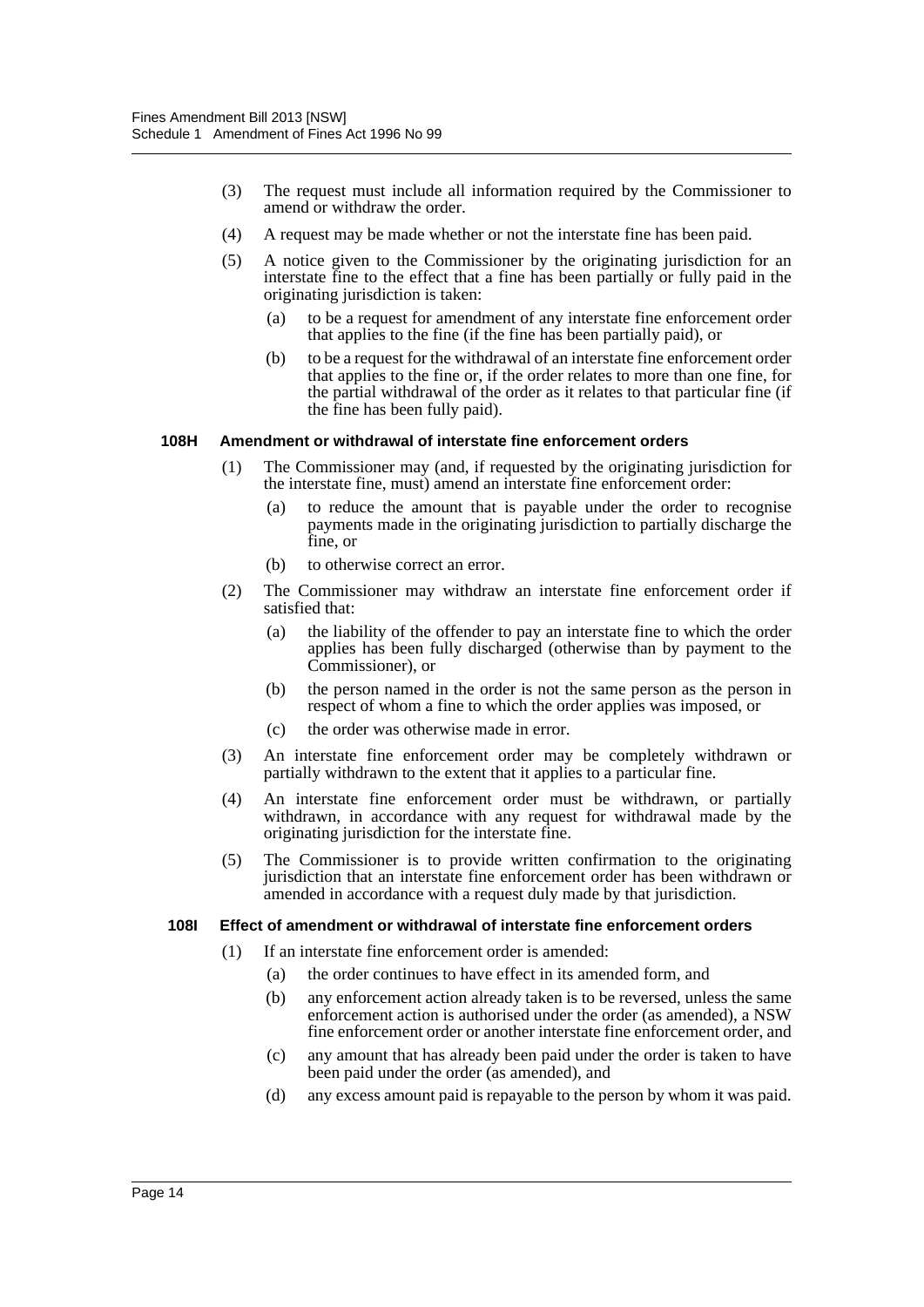(3) The request must include all information required by the Commissioner to amend or withdraw the order.

(4) A request may be made whether or not the interstate fine has been paid.

(5) A notice given to the Commissioner by the originating jurisdiction for an interstate fine to the effect that a fine has been partially or fully paid in the originating jurisdiction is taken:

- (a) to be a request for amendment of any interstate fine enforcement order that applies to the fine (if the fine has been partially paid), or
- (b) to be a request for the withdrawal of an interstate fine enforcement order that applies to the fine or, if the order relates to more than one fine, for the partial withdrawal of the order as it relates to that particular fine (if the fine has been fully paid).

#### 108H Amendment or withdrawal of interstate fine enforcement orders

(1) The Commissioner may (and, if requested by the originating jurisdiction for the interstate fine, must) amend an interstate fine enforcement order:

- (a) to reduce the amount that is payable under the order to recognise payments made in the originating jurisdiction to partially discharge the fine, or
- (b) to otherwise correct an error.

(2) The Commissioner may withdraw an interstate fine enforcement order if satisfied that:

- (a) the liability of the offender to pay an interstate fine to which the order applies has been fully discharged (otherwise than by payment to the Commissioner), or
- (b) the person named in the order is not the same person as the person in respect of whom a fine to which the order applies was imposed, or
- (c) the order was otherwise made in error.

(3) An interstate fine enforcement order may be completely withdrawn or partially withdrawn to the extent that it applies to a particular fine.

(4) An interstate fine enforcement order must be withdrawn, or partially withdrawn, in accordance with any request for withdrawal made by the originating jurisdiction for the interstate fine.

(5) The Commissioner is to provide written confirmation to the originating jurisdiction that an interstate fine enforcement order has been withdrawn or amended in accordance with a request duly made by that jurisdiction.

#### 108I Effect of amendment or withdrawal of interstate fine enforcement orders

(1) If an interstate fine enforcement order is amended:

- (a) the order continues to have effect in its amended form, and
- (b) any enforcement action already taken is to be reversed, unless the same enforcement action is authorised under the order (as amended), a NSW fine enforcement order or another interstate fine enforcement order, and
- (c) any amount that has already been paid under the order is taken to have been paid under the order (as amended), and
- (d) any excess amount paid is repayable to the person by whom it was paid.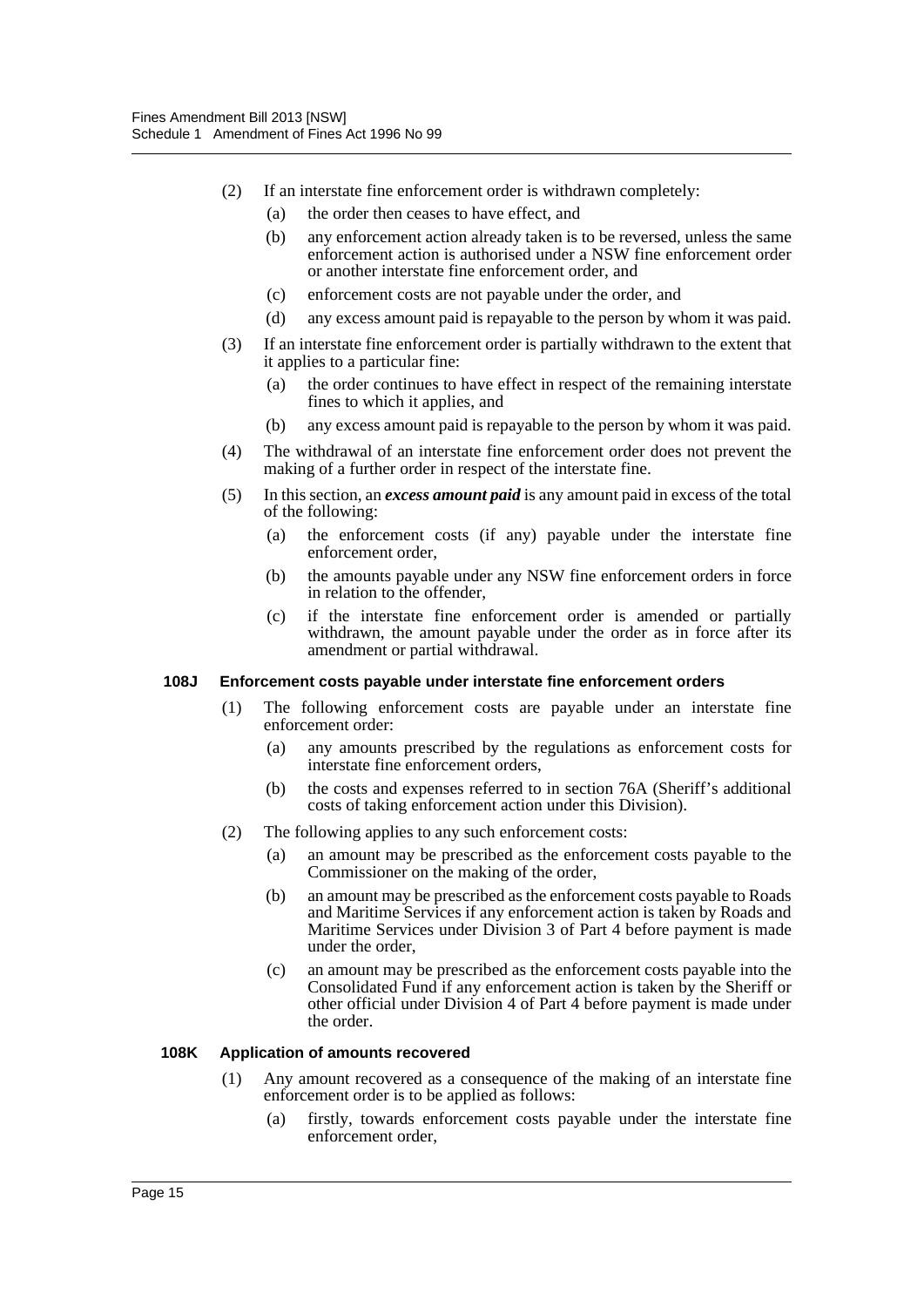(2) If an interstate fine enforcement order is withdrawn completely:

- (a) the order then ceases to have effect, and
- (b) any enforcement action already taken is to be reversed, unless the same enforcement action is authorised under a NSW fine enforcement order or another interstate fine enforcement order, and
- (c) enforcement costs are not payable under the order, and
- (d) any excess amount paid is repayable to the person by whom it was paid.

(3) If an interstate fine enforcement order is partially withdrawn to the extent that it applies to a particular fine:

- (a) the order continues to have effect in respect of the remaining interstate fines to which it applies, and
- (b) any excess amount paid is repayable to the person by whom it was paid.

(4) The withdrawal of an interstate fine enforcement order does not prevent the making of a further order in respect of the interstate fine.

(5) In this section, an ***excess amount paid*** is any amount paid in excess of the total of the following:

- (a) the enforcement costs (if any) payable under the interstate fine enforcement order,
- (b) the amounts payable under any NSW fine enforcement orders in force in relation to the offender,
- (c) if the interstate fine enforcement order is amended or partially withdrawn, the amount payable under the order as in force after its amendment or partial withdrawal.

**108J Enforcement costs payable under interstate fine enforcement orders**

(1) The following enforcement costs are payable under an interstate fine enforcement order:

- (a) any amounts prescribed by the regulations as enforcement costs for interstate fine enforcement orders,
- (b) the costs and expenses referred to in section 76A (Sheriff's additional costs of taking enforcement action under this Division).

(2) The following applies to any such enforcement costs:

- (a) an amount may be prescribed as the enforcement costs payable to the Commissioner on the making of the order,
- (b) an amount may be prescribed as the enforcement costs payable to Roads and Maritime Services if any enforcement action is taken by Roads and Maritime Services under Division 3 of Part 4 before payment is made under the order,
- (c) an amount may be prescribed as the enforcement costs payable into the Consolidated Fund if any enforcement action is taken by the Sheriff or other official under Division 4 of Part 4 before payment is made under the order.

**108K Application of amounts recovered**

(1) Any amount recovered as a consequence of the making of an interstate fine enforcement order is to be applied as follows:

- (a) firstly, towards enforcement costs payable under the interstate fine enforcement order,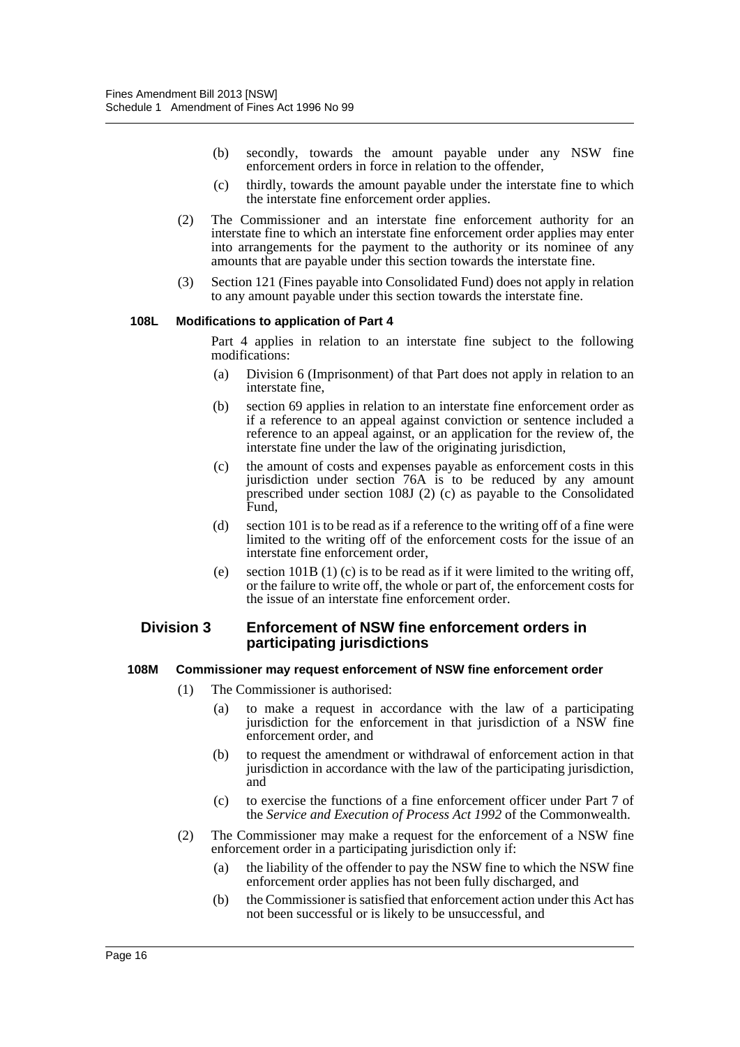(b) secondly, towards the amount payable under any NSW fine enforcement orders in force in relation to the offender,

(c) thirdly, towards the amount payable under the interstate fine to which the interstate fine enforcement order applies.

(2) The Commissioner and an interstate fine enforcement authority for an interstate fine to which an interstate fine enforcement order applies may enter into arrangements for the payment to the authority or its nominee of any amounts that are payable under this section towards the interstate fine.

(3) Section 121 (Fines payable into Consolidated Fund) does not apply in relation to any amount payable under this section towards the interstate fine.

**108L Modifications to application of Part 4**

Part 4 applies in relation to an interstate fine subject to the following modifications:

(a) Division 6 (Imprisonment) of that Part does not apply in relation to an interstate fine,

(b) section 69 applies in relation to an interstate fine enforcement order as if a reference to an appeal against conviction or sentence included a reference to an appeal against, or an application for the review of, the interstate fine under the law of the originating jurisdiction,

(c) the amount of costs and expenses payable as enforcement costs in this jurisdiction under section 76A is to be reduced by any amount prescribed under section 108J (2) (c) as payable to the Consolidated Fund,

(d) section 101 is to be read as if a reference to the writing off of a fine were limited to the writing off of the enforcement costs for the issue of an interstate fine enforcement order,

(e) section 101B (1) (c) is to be read as if it were limited to the writing off, or the failure to write off, the whole or part of, the enforcement costs for the issue of an interstate fine enforcement order.

## Division 3 Enforcement of NSW fine enforcement orders in participating jurisdictions

**108M Commissioner may request enforcement of NSW fine enforcement order**

(1) The Commissioner is authorised:

(a) to make a request in accordance with the law of a participating jurisdiction for the enforcement in that jurisdiction of a NSW fine enforcement order, and

(b) to request the amendment or withdrawal of enforcement action in that jurisdiction in accordance with the law of the participating jurisdiction, and

(c) to exercise the functions of a fine enforcement officer under Part 7 of the *Service and Execution of Process Act 1992* of the Commonwealth.

(2) The Commissioner may make a request for the enforcement of a NSW fine enforcement order in a participating jurisdiction only if:

(a) the liability of the offender to pay the NSW fine to which the NSW fine enforcement order applies has not been fully discharged, and

(b) the Commissioner is satisfied that enforcement action under this Act has not been successful or is likely to be unsuccessful, and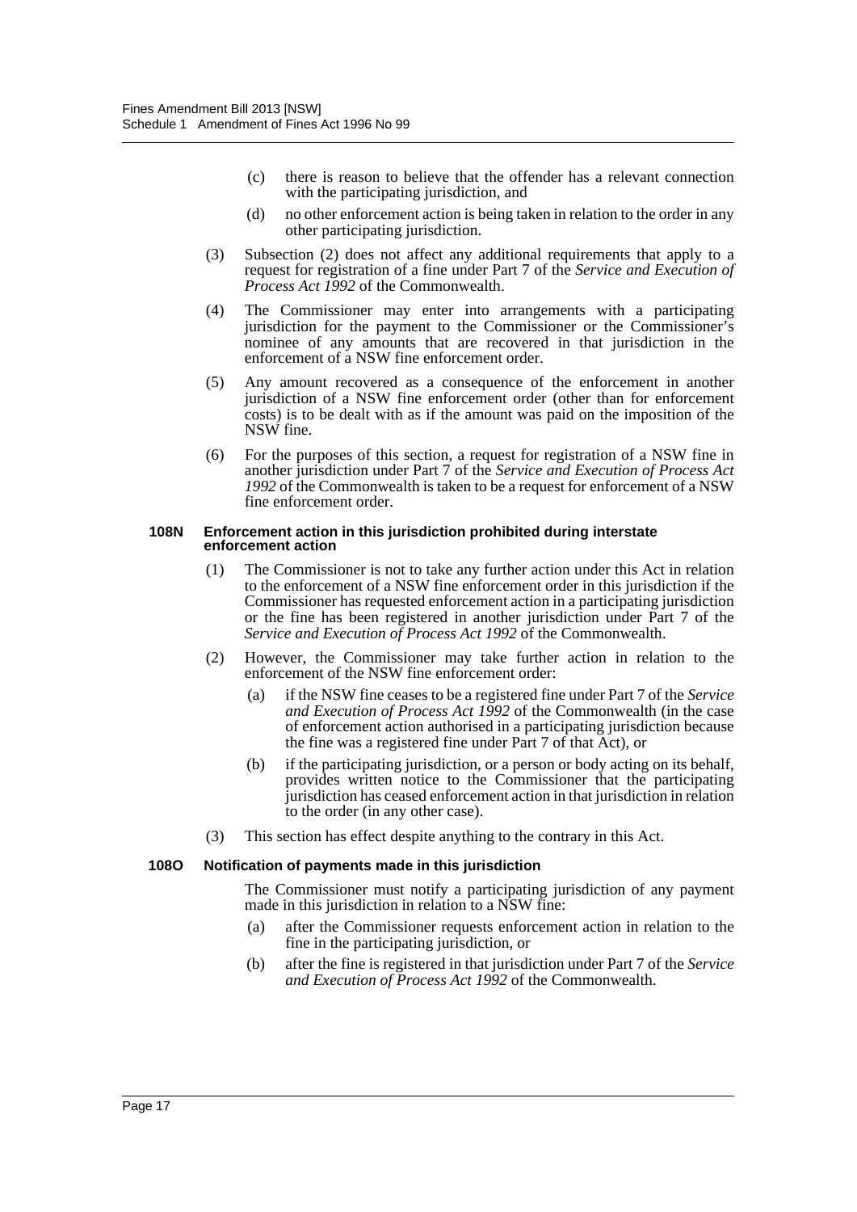(c) there is reason to believe that the offender has a relevant connection with the participating jurisdiction, and

(d) no other enforcement action is being taken in relation to the order in any other participating jurisdiction.

(3) Subsection (2) does not affect any additional requirements that apply to a request for registration of a fine under Part 7 of the *Service and Execution of Process Act 1992* of the Commonwealth.

(4) The Commissioner may enter into arrangements with a participating jurisdiction for the payment to the Commissioner or the Commissioner's nominee of any amounts that are recovered in that jurisdiction in the enforcement of a NSW fine enforcement order.

(5) Any amount recovered as a consequence of the enforcement in another jurisdiction of a NSW fine enforcement order (other than for enforcement costs) is to be dealt with as if the amount was paid on the imposition of the NSW fine.

(6) For the purposes of this section, a request for registration of a NSW fine in another jurisdiction under Part 7 of the *Service and Execution of Process Act 1992* of the Commonwealth is taken to be a request for enforcement of a NSW fine enforcement order.

**108N Enforcement action in this jurisdiction prohibited during interstate enforcement action**

(1) The Commissioner is not to take any further action under this Act in relation to the enforcement of a NSW fine enforcement order in this jurisdiction if the Commissioner has requested enforcement action in a participating jurisdiction or the fine has been registered in another jurisdiction under Part 7 of the *Service and Execution of Process Act 1992* of the Commonwealth.

(2) However, the Commissioner may take further action in relation to the enforcement of the NSW fine enforcement order:

(a) if the NSW fine ceases to be a registered fine under Part 7 of the *Service and Execution of Process Act 1992* of the Commonwealth (in the case of enforcement action authorised in a participating jurisdiction because the fine was a registered fine under Part 7 of that Act), or

(b) if the participating jurisdiction, or a person or body acting on its behalf, provides written notice to the Commissioner that the participating jurisdiction has ceased enforcement action in that jurisdiction in relation to the order (in any other case).

(3) This section has effect despite anything to the contrary in this Act.

**108O Notification of payments made in this jurisdiction**

The Commissioner must notify a participating jurisdiction of any payment made in this jurisdiction in relation to a NSW fine:

(a) after the Commissioner requests enforcement action in relation to the fine in the participating jurisdiction, or

(b) after the fine is registered in that jurisdiction under Part 7 of the *Service and Execution of Process Act 1992* of the Commonwealth.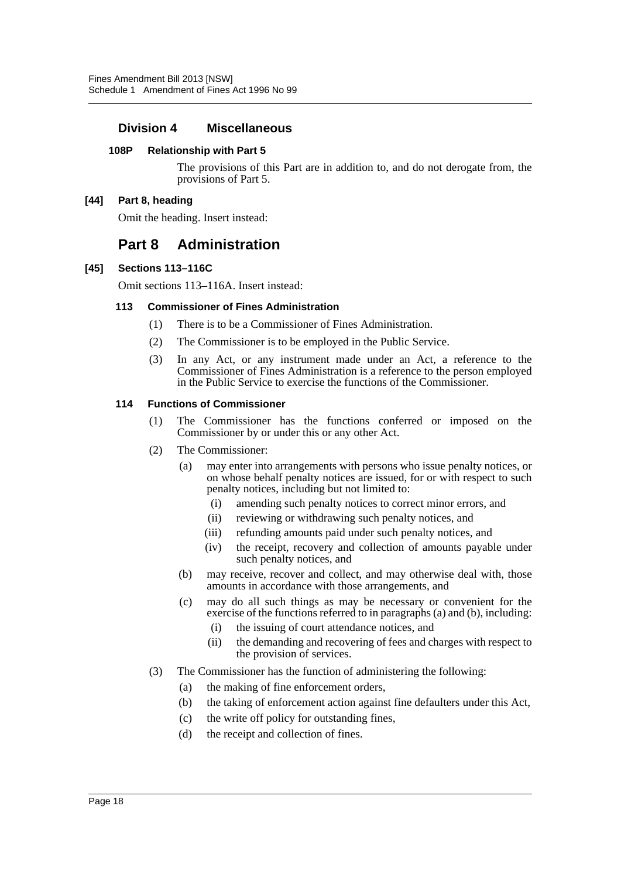## Division 4 Miscellaneous

#### 108P Relationship with Part 5

The provisions of this Part are in addition to, and do not derogate from, the provisions of Part 5.

#### [44] Part 8, heading

Omit the heading. Insert instead:

## Part 8 Administration

#### [45] Sections 113–116C

Omit sections 113–116A. Insert instead:

#### 113 Commissioner of Fines Administration

(1) There is to be a Commissioner of Fines Administration.

(2) The Commissioner is to be employed in the Public Service.

(3) In any Act, or any instrument made under an Act, a reference to the Commissioner of Fines Administration is a reference to the person employed in the Public Service to exercise the functions of the Commissioner.

#### 114 Functions of Commissioner

(1) The Commissioner has the functions conferred or imposed on the Commissioner by or under this or any other Act.

(2) The Commissioner:

- (a) may enter into arrangements with persons who issue penalty notices, or on whose behalf penalty notices are issued, for or with respect to such penalty notices, including but not limited to:
  - (i) amending such penalty notices to correct minor errors, and
  - (ii) reviewing or withdrawing such penalty notices, and
  - (iii) refunding amounts paid under such penalty notices, and
  - (iv) the receipt, recovery and collection of amounts payable under such penalty notices, and
- (b) may receive, recover and collect, and may otherwise deal with, those amounts in accordance with those arrangements, and
- (c) may do all such things as may be necessary or convenient for the exercise of the functions referred to in paragraphs (a) and (b), including:
  - (i) the issuing of court attendance notices, and
  - (ii) the demanding and recovering of fees and charges with respect to the provision of services.

(3) The Commissioner has the function of administering the following:

- (a) the making of fine enforcement orders,
- (b) the taking of enforcement action against fine defaulters under this Act,
- (c) the write off policy for outstanding fines,
- (d) the receipt and collection of fines.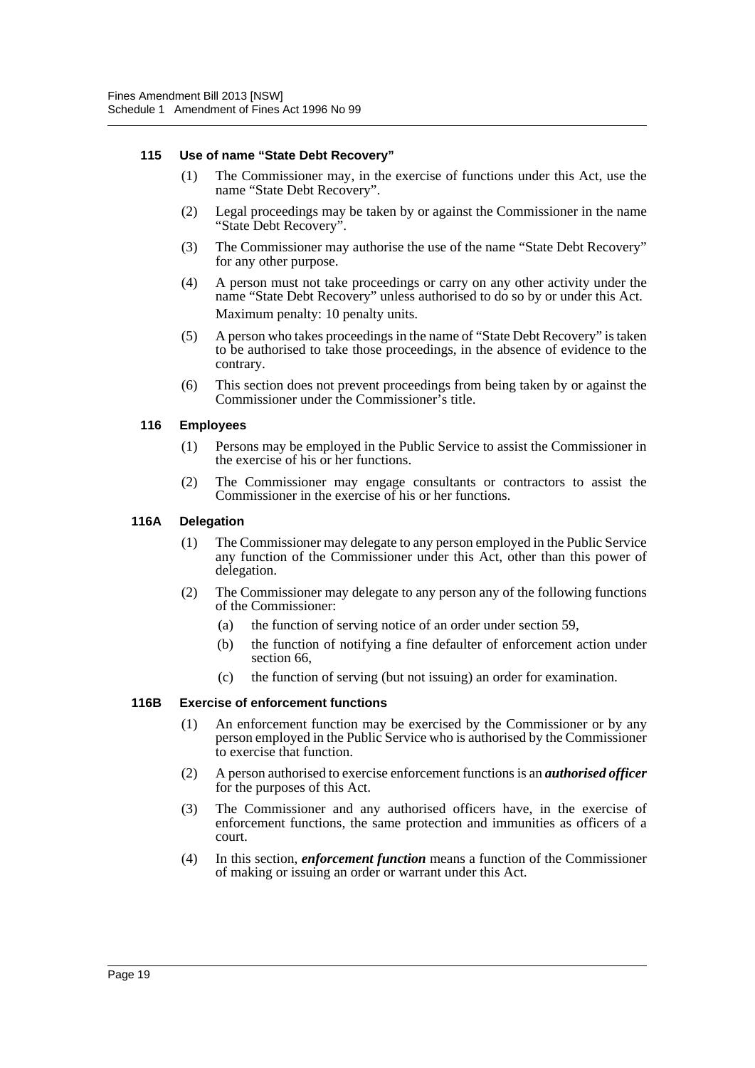#### 115 Use of name “State Debt Recovery”

(1) The Commissioner may, in the exercise of functions under this Act, use the name “State Debt Recovery”.

(2) Legal proceedings may be taken by or against the Commissioner in the name “State Debt Recovery”.

(3) The Commissioner may authorise the use of the name “State Debt Recovery” for any other purpose.

(4) A person must not take proceedings or carry on any other activity under the name “State Debt Recovery” unless authorised to do so by or under this Act.

Maximum penalty: 10 penalty units.

(5) A person who takes proceedings in the name of “State Debt Recovery” is taken to be authorised to take those proceedings, in the absence of evidence to the contrary.

(6) This section does not prevent proceedings from being taken by or against the Commissioner under the Commissioner’s title.

#### 116 Employees

(1) Persons may be employed in the Public Service to assist the Commissioner in the exercise of his or her functions.

(2) The Commissioner may engage consultants or contractors to assist the Commissioner in the exercise of his or her functions.

#### 116A Delegation

(1) The Commissioner may delegate to any person employed in the Public Service any function of the Commissioner under this Act, other than this power of delegation.

(2) The Commissioner may delegate to any person any of the following functions of the Commissioner:

(a) the function of serving notice of an order under section 59,

(b) the function of notifying a fine defaulter of enforcement action under section 66,

(c) the function of serving (but not issuing) an order for examination.

#### 116B Exercise of enforcement functions

(1) An enforcement function may be exercised by the Commissioner or by any person employed in the Public Service who is authorised by the Commissioner to exercise that function.

(2) A person authorised to exercise enforcement functions is an ***authorised officer*** for the purposes of this Act.

(3) The Commissioner and any authorised officers have, in the exercise of enforcement functions, the same protection and immunities as officers of a court.

(4) In this section, ***enforcement function*** means a function of the Commissioner of making or issuing an order or warrant under this Act.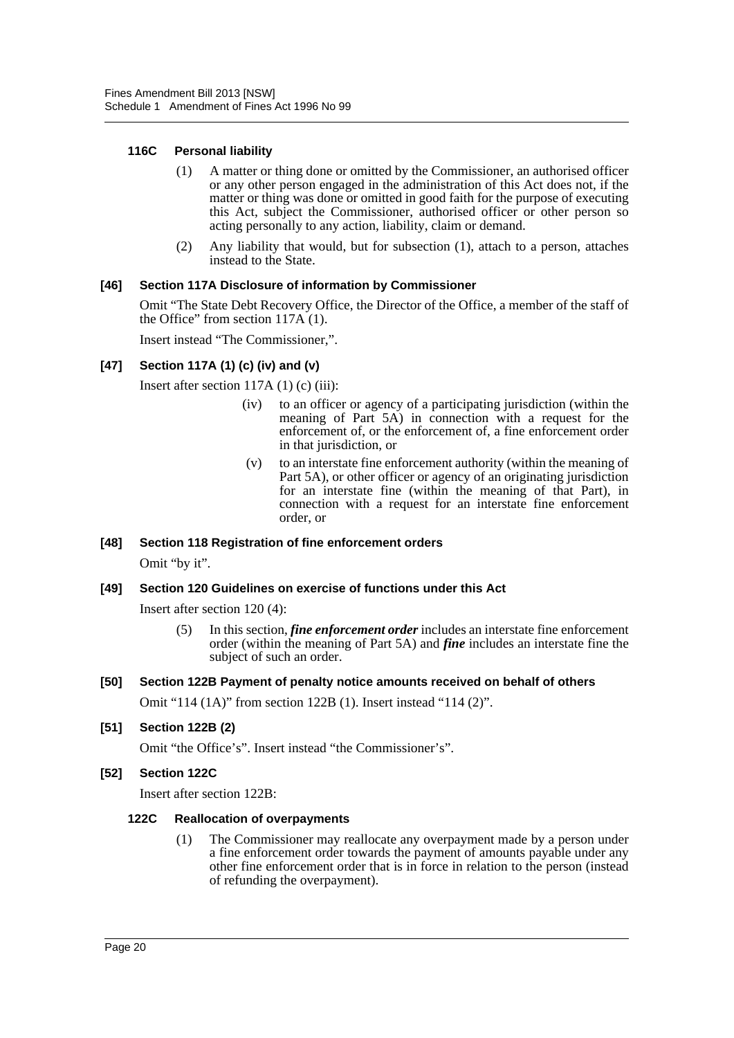#### 116C Personal liability

(1) A matter or thing done or omitted by the Commissioner, an authorised officer or any other person engaged in the administration of this Act does not, if the matter or thing was done or omitted in good faith for the purpose of executing this Act, subject the Commissioner, authorised officer or other person so acting personally to any action, liability, claim or demand.

(2) Any liability that would, but for subsection (1), attach to a person, attaches instead to the State.

### [46] Section 117A Disclosure of information by Commissioner

Omit "The State Debt Recovery Office, the Director of the Office, a member of the staff of the Office" from section 117A (1).

Insert instead "The Commissioner,".

### [47] Section 117A (1) (c) (iv) and (v)

Insert after section 117A (1) (c) (iii):

(iv) to an officer or agency of a participating jurisdiction (within the meaning of Part 5A) in connection with a request for the enforcement of, or the enforcement of, a fine enforcement order in that jurisdiction, or

(v) to an interstate fine enforcement authority (within the meaning of Part 5A), or other officer or agency of an originating jurisdiction for an interstate fine (within the meaning of that Part), in connection with a request for an interstate fine enforcement order, or

### [48] Section 118 Registration of fine enforcement orders

Omit "by it".

### [49] Section 120 Guidelines on exercise of functions under this Act

Insert after section 120 (4):

(5) In this section, ***fine enforcement order*** includes an interstate fine enforcement order (within the meaning of Part 5A) and ***fine*** includes an interstate fine the subject of such an order.

### [50] Section 122B Payment of penalty notice amounts received on behalf of others

Omit "114 (1A)" from section 122B (1). Insert instead "114 (2)".

### [51] Section 122B (2)

Omit "the Office's". Insert instead "the Commissioner's".

### [52] Section 122C

Insert after section 122B:

#### 122C Reallocation of overpayments

(1) The Commissioner may reallocate any overpayment made by a person under a fine enforcement order towards the payment of amounts payable under any other fine enforcement order that is in force in relation to the person (instead of refunding the overpayment).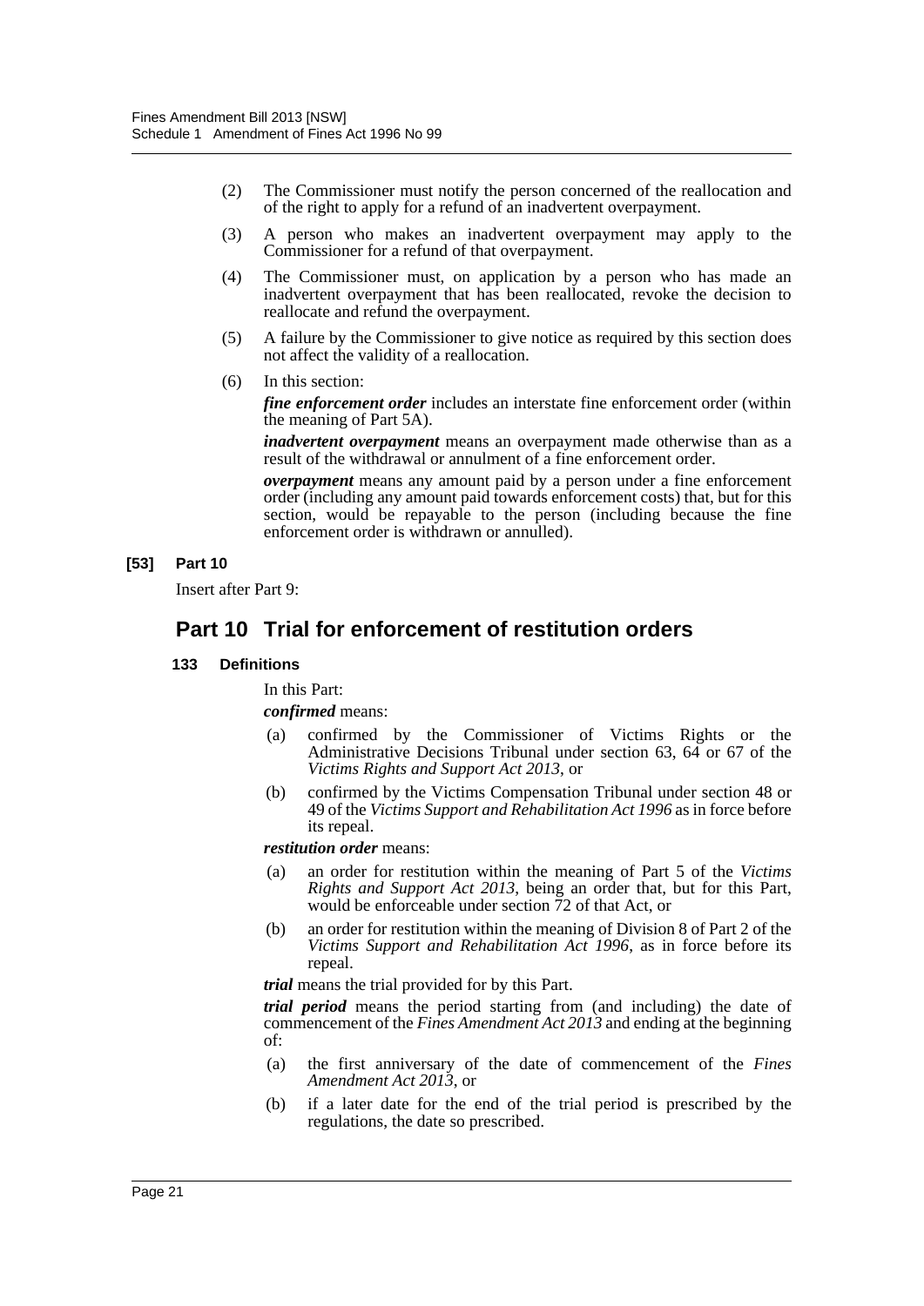(2) The Commissioner must notify the person concerned of the reallocation and of the right to apply for a refund of an inadvertent overpayment.

(3) A person who makes an inadvertent overpayment may apply to the Commissioner for a refund of that overpayment.

(4) The Commissioner must, on application by a person who has made an inadvertent overpayment that has been reallocated, revoke the decision to reallocate and refund the overpayment.

(5) A failure by the Commissioner to give notice as required by this section does not affect the validity of a reallocation.

(6) In this section:

***fine enforcement order*** includes an interstate fine enforcement order (within the meaning of Part 5A).

***inadvertent overpayment*** means an overpayment made otherwise than as a result of the withdrawal or annulment of a fine enforcement order.

***overpayment*** means any amount paid by a person under a fine enforcement order (including any amount paid towards enforcement costs) that, but for this section, would be repayable to the person (including because the fine enforcement order is withdrawn or annulled).

**[53] Part 10**

Insert after Part 9:

## Part 10 Trial for enforcement of restitution orders

### 133 Definitions

In this Part:

***confirmed*** means:

(a) confirmed by the Commissioner of Victims Rights or the Administrative Decisions Tribunal under section 63, 64 or 67 of the *Victims Rights and Support Act 2013*, or

(b) confirmed by the Victims Compensation Tribunal under section 48 or 49 of the *Victims Support and Rehabilitation Act 1996* as in force before its repeal.

***restitution order*** means:

(a) an order for restitution within the meaning of Part 5 of the *Victims Rights and Support Act 2013*, being an order that, but for this Part, would be enforceable under section 72 of that Act, or

(b) an order for restitution within the meaning of Division 8 of Part 2 of the *Victims Support and Rehabilitation Act 1996*, as in force before its repeal.

***trial*** means the trial provided for by this Part.

***trial period*** means the period starting from (and including) the date of commencement of the *Fines Amendment Act 2013* and ending at the beginning of:

(a) the first anniversary of the date of commencement of the *Fines Amendment Act 2013*, or

(b) if a later date for the end of the trial period is prescribed by the regulations, the date so prescribed.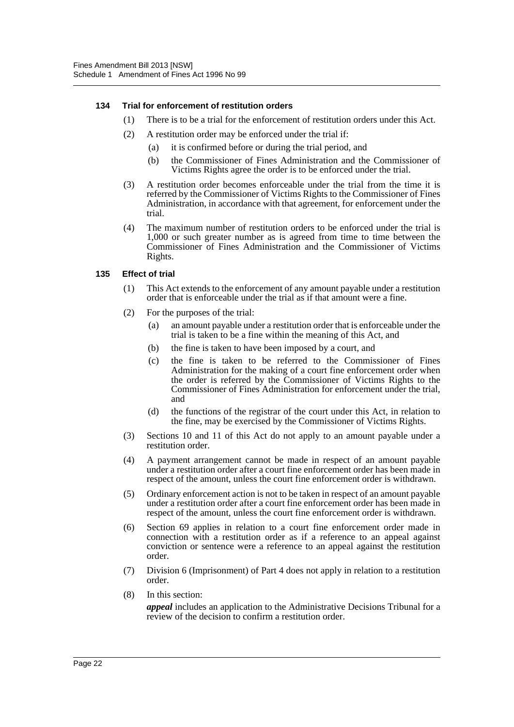#### 134 Trial for enforcement of restitution orders

(1) There is to be a trial for the enforcement of restitution orders under this Act.

(2) A restitution order may be enforced under the trial if:

- (a) it is confirmed before or during the trial period, and
- (b) the Commissioner of Fines Administration and the Commissioner of Victims Rights agree the order is to be enforced under the trial.

(3) A restitution order becomes enforceable under the trial from the time it is referred by the Commissioner of Victims Rights to the Commissioner of Fines Administration, in accordance with that agreement, for enforcement under the trial.

(4) The maximum number of restitution orders to be enforced under the trial is 1,000 or such greater number as is agreed from time to time between the Commissioner of Fines Administration and the Commissioner of Victims Rights.

#### 135 Effect of trial

(1) This Act extends to the enforcement of any amount payable under a restitution order that is enforceable under the trial as if that amount were a fine.

(2) For the purposes of the trial:

- (a) an amount payable under a restitution order that is enforceable under the trial is taken to be a fine within the meaning of this Act, and
- (b) the fine is taken to have been imposed by a court, and
- (c) the fine is taken to be referred to the Commissioner of Fines Administration for the making of a court fine enforcement order when the order is referred by the Commissioner of Victims Rights to the Commissioner of Fines Administration for enforcement under the trial, and
- (d) the functions of the registrar of the court under this Act, in relation to the fine, may be exercised by the Commissioner of Victims Rights.

(3) Sections 10 and 11 of this Act do not apply to an amount payable under a restitution order.

(4) A payment arrangement cannot be made in respect of an amount payable under a restitution order after a court fine enforcement order has been made in respect of the amount, unless the court fine enforcement order is withdrawn.

(5) Ordinary enforcement action is not to be taken in respect of an amount payable under a restitution order after a court fine enforcement order has been made in respect of the amount, unless the court fine enforcement order is withdrawn.

(6) Section 69 applies in relation to a court fine enforcement order made in connection with a restitution order as if a reference to an appeal against conviction or sentence were a reference to an appeal against the restitution order.

(7) Division 6 (Imprisonment) of Part 4 does not apply in relation to a restitution order.

(8) In this section:

***appeal*** includes an application to the Administrative Decisions Tribunal for a review of the decision to confirm a restitution order.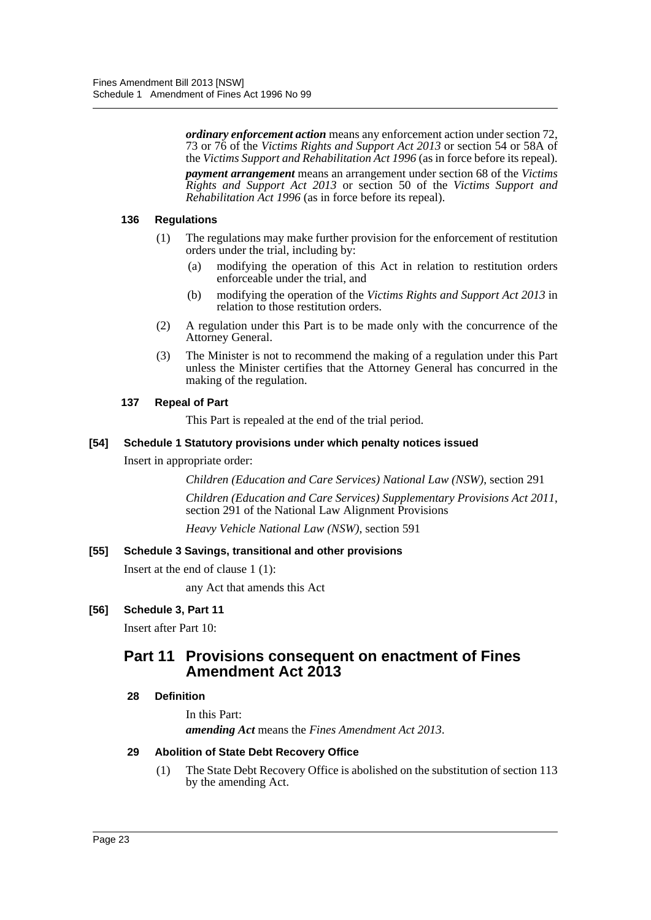***ordinary enforcement action*** means any enforcement action under section 72, 73 or 76 of the *Victims Rights and Support Act 2013* or section 54 or 58A of the *Victims Support and Rehabilitation Act 1996* (as in force before its repeal).

***payment arrangement*** means an arrangement under section 68 of the *Victims Rights and Support Act 2013* or section 50 of the *Victims Support and Rehabilitation Act 1996* (as in force before its repeal).

#### 136 Regulations

(1) The regulations may make further provision for the enforcement of restitution orders under the trial, including by:

  (a) modifying the operation of this Act in relation to restitution orders enforceable under the trial, and

  (b) modifying the operation of the *Victims Rights and Support Act 2013* in relation to those restitution orders.

(2) A regulation under this Part is to be made only with the concurrence of the Attorney General.

(3) The Minister is not to recommend the making of a regulation under this Part unless the Minister certifies that the Attorney General has concurred in the making of the regulation.

#### 137 Repeal of Part

This Part is repealed at the end of the trial period.

### [54] Schedule 1 Statutory provisions under which penalty notices issued

Insert in appropriate order:

*Children (Education and Care Services) National Law (NSW)*, section 291

*Children (Education and Care Services) Supplementary Provisions Act 2011*, section 291 of the National Law Alignment Provisions

*Heavy Vehicle National Law (NSW)*, section 591

### [55] Schedule 3 Savings, transitional and other provisions

Insert at the end of clause 1 (1):

any Act that amends this Act

### [56] Schedule 3, Part 11

Insert after Part 10:

## Part 11 Provisions consequent on enactment of Fines Amendment Act 2013

#### 28 Definition

In this Part:

***amending Act*** means the *Fines Amendment Act 2013*.

#### 29 Abolition of State Debt Recovery Office

(1) The State Debt Recovery Office is abolished on the substitution of section 113 by the amending Act.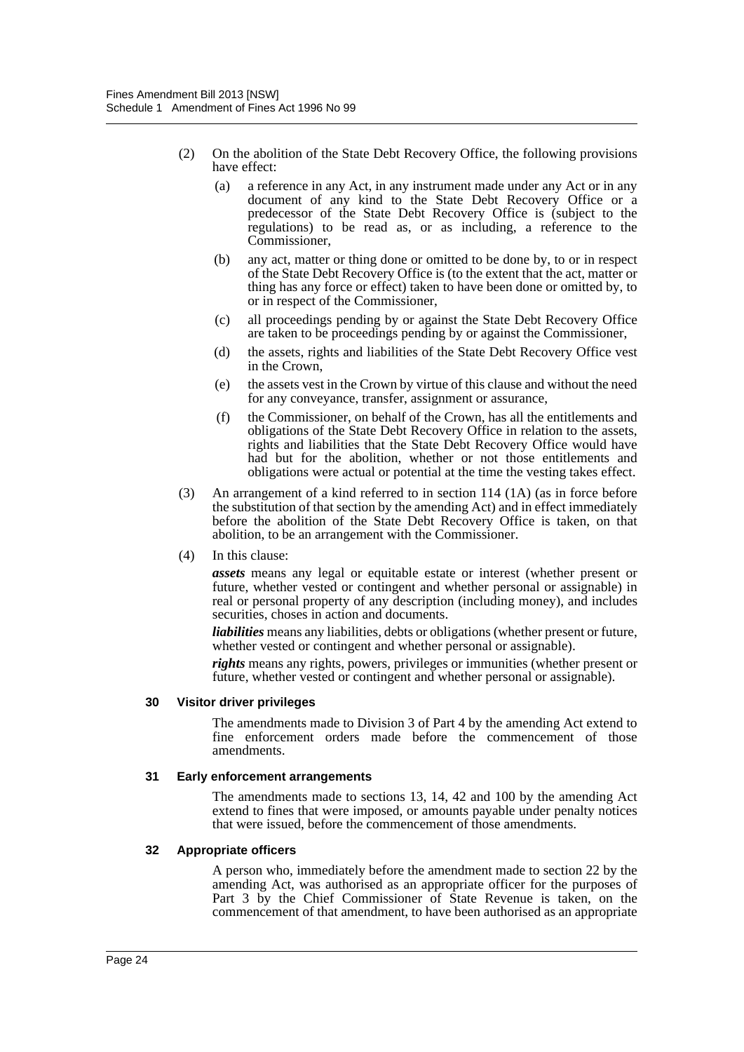(2) On the abolition of the State Debt Recovery Office, the following provisions have effect:

(a) a reference in any Act, in any instrument made under any Act or in any document of any kind to the State Debt Recovery Office or a predecessor of the State Debt Recovery Office is (subject to the regulations) to be read as, or as including, a reference to the Commissioner,

(b) any act, matter or thing done or omitted to be done by, to or in respect of the State Debt Recovery Office is (to the extent that the act, matter or thing has any force or effect) taken to have been done or omitted by, to or in respect of the Commissioner,

(c) all proceedings pending by or against the State Debt Recovery Office are taken to be proceedings pending by or against the Commissioner,

(d) the assets, rights and liabilities of the State Debt Recovery Office vest in the Crown,

(e) the assets vest in the Crown by virtue of this clause and without the need for any conveyance, transfer, assignment or assurance,

(f) the Commissioner, on behalf of the Crown, has all the entitlements and obligations of the State Debt Recovery Office in relation to the assets, rights and liabilities that the State Debt Recovery Office would have had but for the abolition, whether or not those entitlements and obligations were actual or potential at the time the vesting takes effect.

(3) An arrangement of a kind referred to in section 114 (1A) (as in force before the substitution of that section by the amending Act) and in effect immediately before the abolition of the State Debt Recovery Office is taken, on that abolition, to be an arrangement with the Commissioner.

(4) In this clause:

***assets*** means any legal or equitable estate or interest (whether present or future, whether vested or contingent and whether personal or assignable) in real or personal property of any description (including money), and includes securities, choses in action and documents.

***liabilities*** means any liabilities, debts or obligations (whether present or future, whether vested or contingent and whether personal or assignable).

***rights*** means any rights, powers, privileges or immunities (whether present or future, whether vested or contingent and whether personal or assignable).

#### 30 Visitor driver privileges

The amendments made to Division 3 of Part 4 by the amending Act extend to fine enforcement orders made before the commencement of those amendments.

#### 31 Early enforcement arrangements

The amendments made to sections 13, 14, 42 and 100 by the amending Act extend to fines that were imposed, or amounts payable under penalty notices that were issued, before the commencement of those amendments.

#### 32 Appropriate officers

A person who, immediately before the amendment made to section 22 by the amending Act, was authorised as an appropriate officer for the purposes of Part 3 by the Chief Commissioner of State Revenue is taken, on the commencement of that amendment, to have been authorised as an appropriate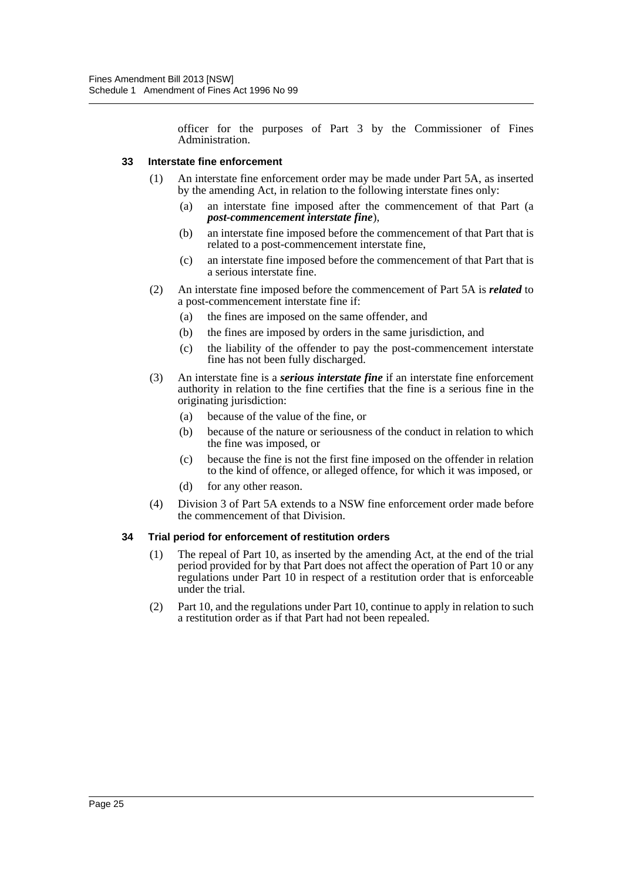officer for the purposes of Part 3 by the Commissioner of Fines Administration.

### 33 Interstate fine enforcement

(1) An interstate fine enforcement order may be made under Part 5A, as inserted by the amending Act, in relation to the following interstate fines only:

- (a) an interstate fine imposed after the commencement of that Part (a ***post-commencement interstate fine***),
- (b) an interstate fine imposed before the commencement of that Part that is related to a post-commencement interstate fine,
- (c) an interstate fine imposed before the commencement of that Part that is a serious interstate fine.

(2) An interstate fine imposed before the commencement of Part 5A is ***related*** to a post-commencement interstate fine if:

- (a) the fines are imposed on the same offender, and
- (b) the fines are imposed by orders in the same jurisdiction, and
- (c) the liability of the offender to pay the post-commencement interstate fine has not been fully discharged.

(3) An interstate fine is a ***serious interstate fine*** if an interstate fine enforcement authority in relation to the fine certifies that the fine is a serious fine in the originating jurisdiction:

- (a) because of the value of the fine, or
- (b) because of the nature or seriousness of the conduct in relation to which the fine was imposed, or
- (c) because the fine is not the first fine imposed on the offender in relation to the kind of offence, or alleged offence, for which it was imposed, or
- (d) for any other reason.

(4) Division 3 of Part 5A extends to a NSW fine enforcement order made before the commencement of that Division.

### 34 Trial period for enforcement of restitution orders

(1) The repeal of Part 10, as inserted by the amending Act, at the end of the trial period provided for by that Part does not affect the operation of Part 10 or any regulations under Part 10 in respect of a restitution order that is enforceable under the trial.

(2) Part 10, and the regulations under Part 10, continue to apply in relation to such a restitution order as if that Part had not been repealed.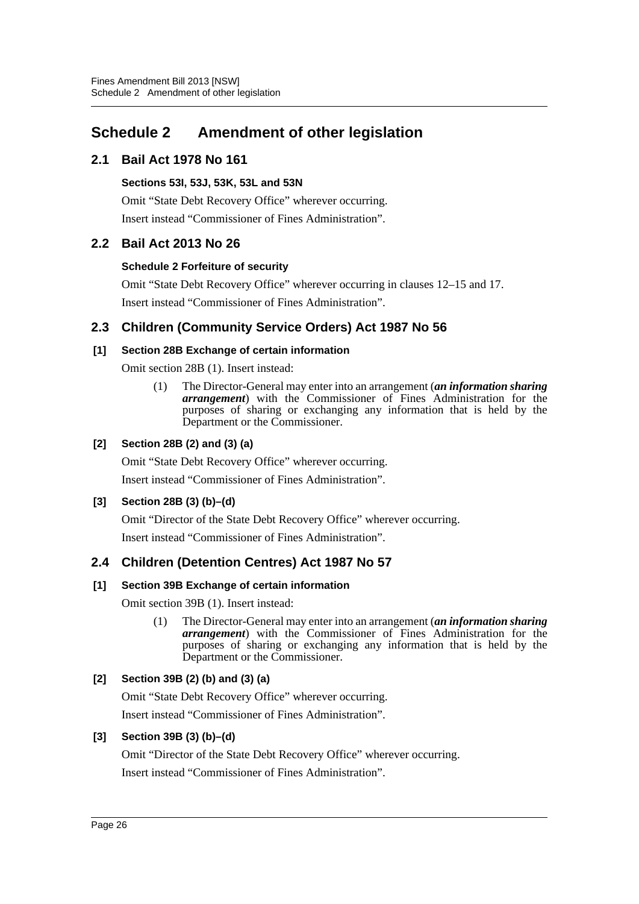# Schedule 2 Amendment of other legislation

## 2.1 Bail Act 1978 No 161

### Sections 53I, 53J, 53K, 53L and 53N

Omit "State Debt Recovery Office" wherever occurring.

Insert instead "Commissioner of Fines Administration".

## 2.2 Bail Act 2013 No 26

### Schedule 2 Forfeiture of security

Omit "State Debt Recovery Office" wherever occurring in clauses 12–15 and 17.

Insert instead "Commissioner of Fines Administration".

## 2.3 Children (Community Service Orders) Act 1987 No 56

### [1] Section 28B Exchange of certain information

Omit section 28B (1). Insert instead:

> (1) The Director-General may enter into an arrangement (***an information sharing arrangement***) with the Commissioner of Fines Administration for the purposes of sharing or exchanging any information that is held by the Department or the Commissioner.

### [2] Section 28B (2) and (3) (a)

Omit "State Debt Recovery Office" wherever occurring.

Insert instead "Commissioner of Fines Administration".

### [3] Section 28B (3) (b)–(d)

Omit "Director of the State Debt Recovery Office" wherever occurring.

Insert instead "Commissioner of Fines Administration".

## 2.4 Children (Detention Centres) Act 1987 No 57

### [1] Section 39B Exchange of certain information

Omit section 39B (1). Insert instead:

> (1) The Director-General may enter into an arrangement (***an information sharing arrangement***) with the Commissioner of Fines Administration for the purposes of sharing or exchanging any information that is held by the Department or the Commissioner.

### [2] Section 39B (2) (b) and (3) (a)

Omit "State Debt Recovery Office" wherever occurring.

Insert instead "Commissioner of Fines Administration".

### [3] Section 39B (3) (b)–(d)

Omit "Director of the State Debt Recovery Office" wherever occurring.

Insert instead "Commissioner of Fines Administration".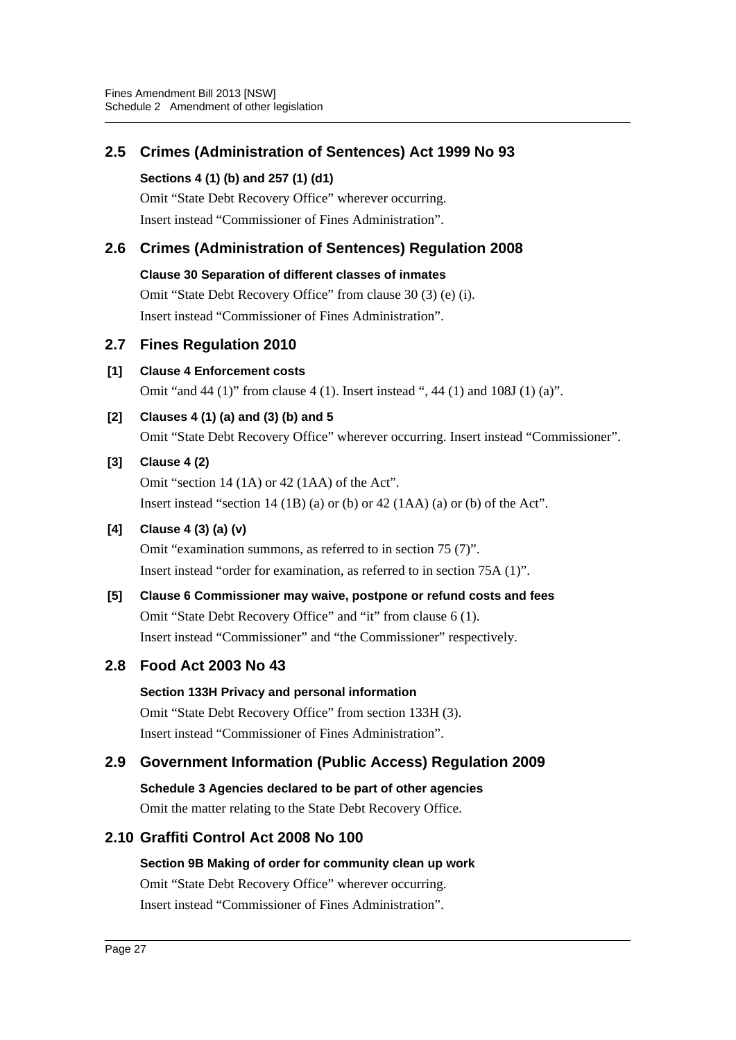## 2.5 Crimes (Administration of Sentences) Act 1999 No 93

**Sections 4 (1) (b) and 257 (1) (d1)**

Omit "State Debt Recovery Office" wherever occurring.

Insert instead "Commissioner of Fines Administration".

## 2.6 Crimes (Administration of Sentences) Regulation 2008

**Clause 30 Separation of different classes of inmates**

Omit "State Debt Recovery Office" from clause 30 (3) (e) (i).

Insert instead "Commissioner of Fines Administration".

## 2.7 Fines Regulation 2010

**[1] Clause 4 Enforcement costs**

Omit "and 44 (1)" from clause 4 (1). Insert instead ", 44 (1) and 108J (1) (a)".

**[2] Clauses 4 (1) (a) and (3) (b) and 5**

Omit "State Debt Recovery Office" wherever occurring. Insert instead "Commissioner".

**[3] Clause 4 (2)**

Omit "section 14 (1A) or 42 (1AA) of the Act".

Insert instead "section 14 (1B) (a) or (b) or 42 (1AA) (a) or (b) of the Act".

**[4] Clause 4 (3) (a) (v)**

Omit "examination summons, as referred to in section 75 (7)".

Insert instead "order for examination, as referred to in section 75A (1)".

**[5] Clause 6 Commissioner may waive, postpone or refund costs and fees**

Omit "State Debt Recovery Office" and "it" from clause 6 (1).

Insert instead "Commissioner" and "the Commissioner" respectively.

## 2.8 Food Act 2003 No 43

**Section 133H Privacy and personal information**

Omit "State Debt Recovery Office" from section 133H (3).

Insert instead "Commissioner of Fines Administration".

## 2.9 Government Information (Public Access) Regulation 2009

**Schedule 3 Agencies declared to be part of other agencies**

Omit the matter relating to the State Debt Recovery Office.

## 2.10 Graffiti Control Act 2008 No 100

**Section 9B Making of order for community clean up work**

Omit "State Debt Recovery Office" wherever occurring.

Insert instead "Commissioner of Fines Administration".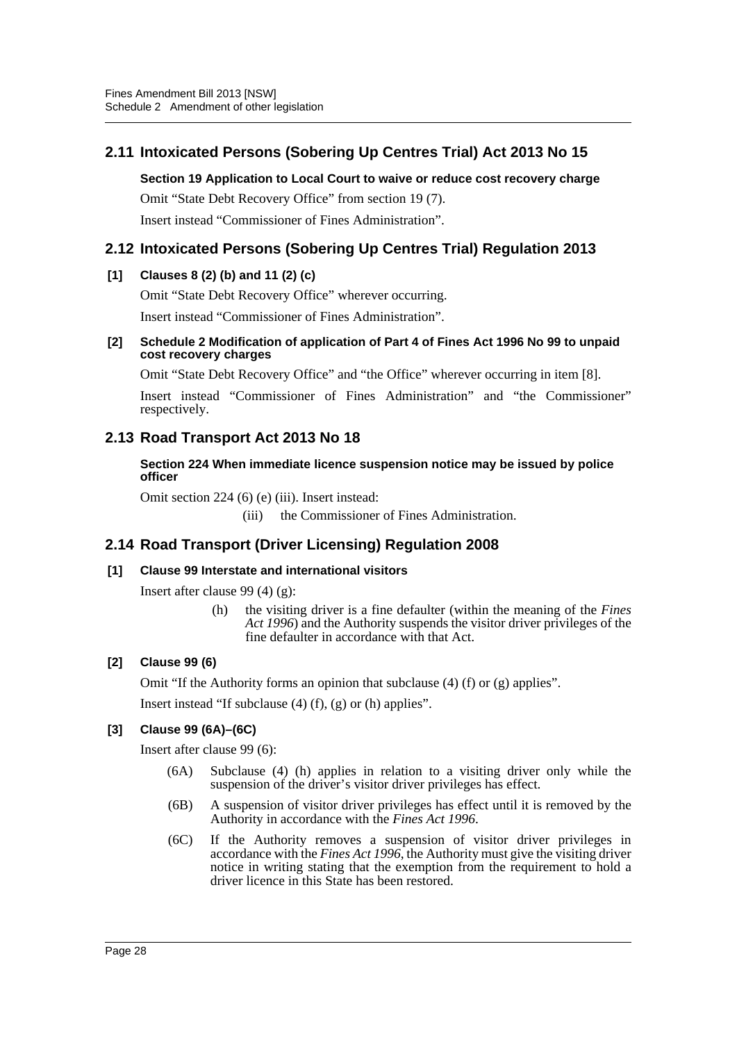## 2.11 Intoxicated Persons (Sobering Up Centres Trial) Act 2013 No 15

**Section 19 Application to Local Court to waive or reduce cost recovery charge**

Omit "State Debt Recovery Office" from section 19 (7).

Insert instead "Commissioner of Fines Administration".

## 2.12 Intoxicated Persons (Sobering Up Centres Trial) Regulation 2013

**[1] Clauses 8 (2) (b) and 11 (2) (c)**

Omit "State Debt Recovery Office" wherever occurring.

Insert instead "Commissioner of Fines Administration".

**[2] Schedule 2 Modification of application of Part 4 of Fines Act 1996 No 99 to unpaid cost recovery charges**

Omit "State Debt Recovery Office" and "the Office" wherever occurring in item [8].

Insert instead "Commissioner of Fines Administration" and "the Commissioner" respectively.

## 2.13 Road Transport Act 2013 No 18

**Section 224 When immediate licence suspension notice may be issued by police officer**

Omit section 224 (6) (e) (iii). Insert instead:

(iii) the Commissioner of Fines Administration.

## 2.14 Road Transport (Driver Licensing) Regulation 2008

**[1] Clause 99 Interstate and international visitors**

Insert after clause 99 (4) (g):

(h) the visiting driver is a fine defaulter (within the meaning of the *Fines Act 1996*) and the Authority suspends the visitor driver privileges of the fine defaulter in accordance with that Act.

**[2] Clause 99 (6)**

Omit "If the Authority forms an opinion that subclause (4) (f) or (g) applies".

Insert instead "If subclause (4) (f), (g) or (h) applies".

**[3] Clause 99 (6A)–(6C)**

Insert after clause 99 (6):

(6A) Subclause (4) (h) applies in relation to a visiting driver only while the suspension of the driver's visitor driver privileges has effect.

(6B) A suspension of visitor driver privileges has effect until it is removed by the Authority in accordance with the *Fines Act 1996*.

(6C) If the Authority removes a suspension of visitor driver privileges in accordance with the *Fines Act 1996*, the Authority must give the visiting driver notice in writing stating that the exemption from the requirement to hold a driver licence in this State has been restored.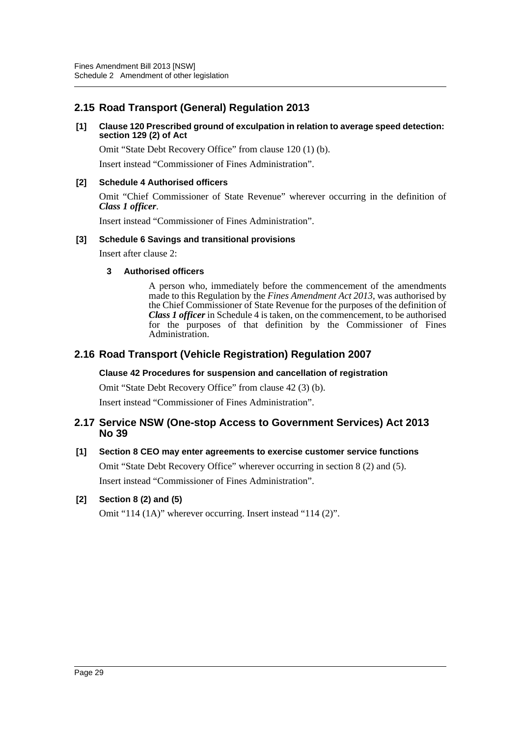## 2.15 Road Transport (General) Regulation 2013

**[1] Clause 120 Prescribed ground of exculpation in relation to average speed detection: section 129 (2) of Act**

Omit "State Debt Recovery Office" from clause 120 (1) (b).

Insert instead "Commissioner of Fines Administration".

**[2] Schedule 4 Authorised officers**

Omit "Chief Commissioner of State Revenue" wherever occurring in the definition of ***Class 1 officer***.

Insert instead "Commissioner of Fines Administration".

**[3] Schedule 6 Savings and transitional provisions**

Insert after clause 2:

**3 Authorised officers**

A person who, immediately before the commencement of the amendments made to this Regulation by the *Fines Amendment Act 2013*, was authorised by the Chief Commissioner of State Revenue for the purposes of the definition of ***Class 1 officer*** in Schedule 4 is taken, on the commencement, to be authorised for the purposes of that definition by the Commissioner of Fines Administration.

## 2.16 Road Transport (Vehicle Registration) Regulation 2007

**Clause 42 Procedures for suspension and cancellation of registration**

Omit "State Debt Recovery Office" from clause 42 (3) (b).

Insert instead "Commissioner of Fines Administration".

## 2.17 Service NSW (One-stop Access to Government Services) Act 2013 No 39

**[1] Section 8 CEO may enter agreements to exercise customer service functions**

Omit "State Debt Recovery Office" wherever occurring in section 8 (2) and (5).

Insert instead "Commissioner of Fines Administration".

**[2] Section 8 (2) and (5)**

Omit "114 (1A)" wherever occurring. Insert instead "114 (2)".